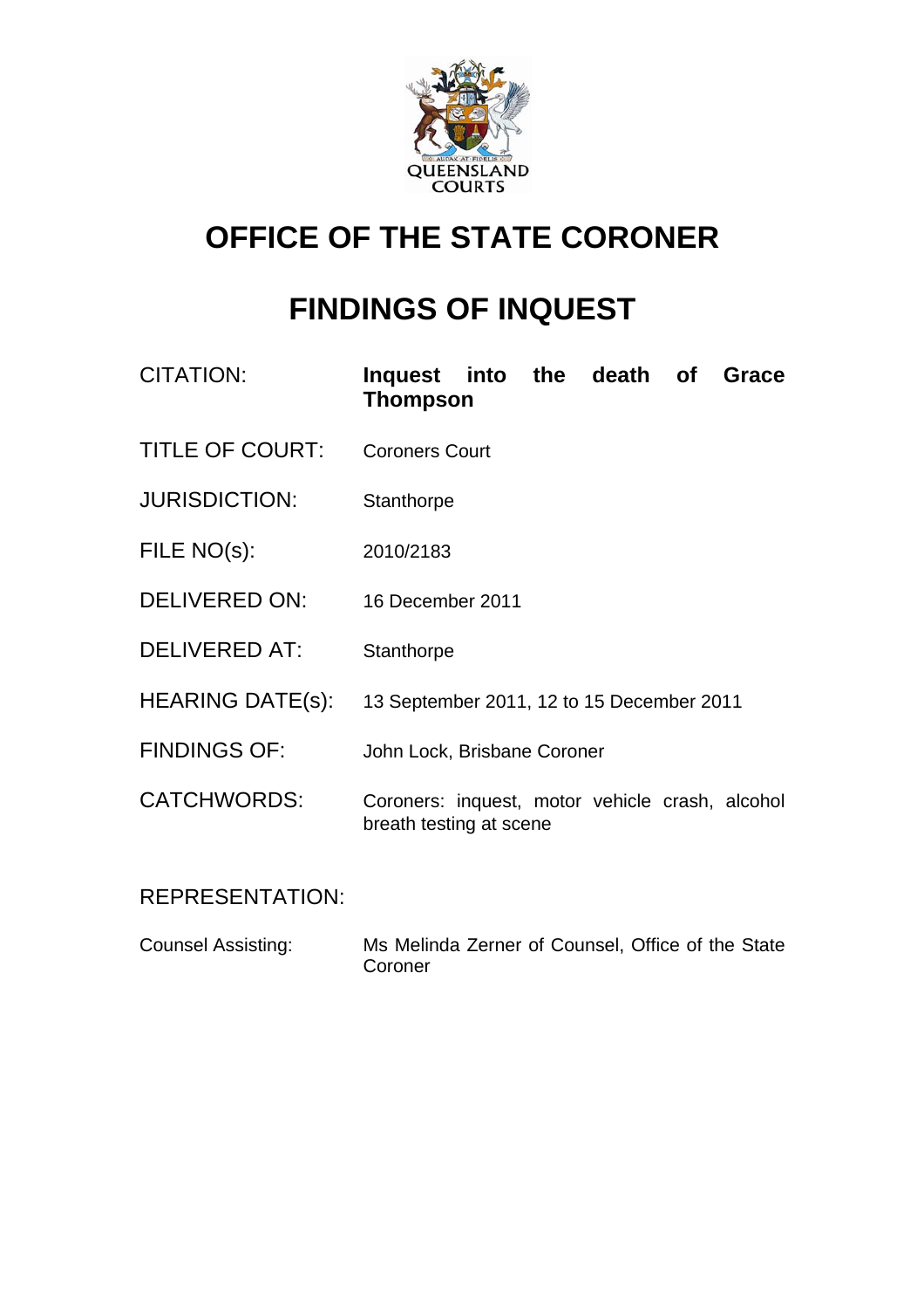QUEENSLAND COURTS

# OFFICE OF THE STATE CORONER

# FINDINGS OF INQUEST

| | |
|---|---|
| CITATION: | **Inquest into the death of Grace Thompson** |
| TITLE OF COURT: | Coroners Court |
| JURISDICTION: | Stanthorpe |
| FILE NO(s): | 2010/2183 |
| DELIVERED ON: | 16 December 2011 |
| DELIVERED AT: | Stanthorpe |
| HEARING DATE(s): | 13 September 2011, 12 to 15 December 2011 |
| FINDINGS OF: | John Lock, Brisbane Coroner |
| CATCHWORDS: | Coroners: inquest, motor vehicle crash, alcohol breath testing at scene |

REPRESENTATION:

| | |
|---|---|
| Counsel Assisting: | Ms Melinda Zerner of Counsel, Office of the State Coroner |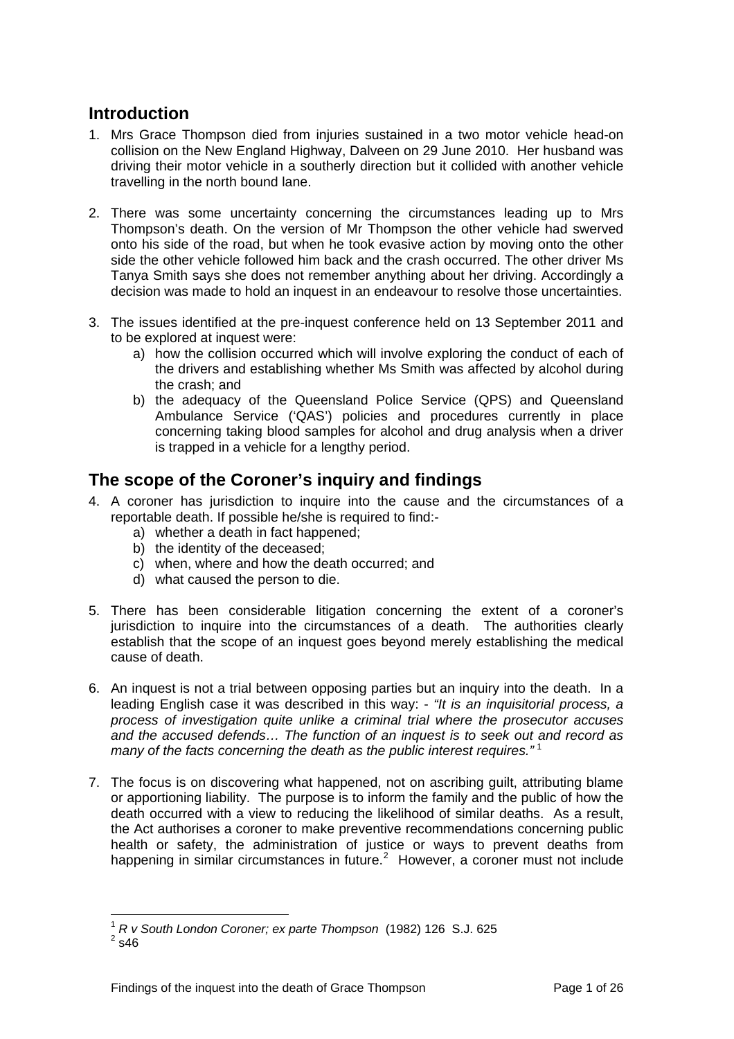## Introduction

1. Mrs Grace Thompson died from injuries sustained in a two motor vehicle head-on collision on the New England Highway, Dalveen on 29 June 2010. Her husband was driving their motor vehicle in a southerly direction but it collided with another vehicle travelling in the north bound lane.

2. There was some uncertainty concerning the circumstances leading up to Mrs Thompson's death. On the version of Mr Thompson the other vehicle had swerved onto his side of the road, but when he took evasive action by moving onto the other side the other vehicle followed him back and the crash occurred. The other driver Ms Tanya Smith says she does not remember anything about her driving. Accordingly a decision was made to hold an inquest in an endeavour to resolve those uncertainties.

3. The issues identified at the pre-inquest conference held on 13 September 2011 and to be explored at inquest were:
   a) how the collision occurred which will involve exploring the conduct of each of the drivers and establishing whether Ms Smith was affected by alcohol during the crash; and
   b) the adequacy of the Queensland Police Service (QPS) and Queensland Ambulance Service ('QAS') policies and procedures currently in place concerning taking blood samples for alcohol and drug analysis when a driver is trapped in a vehicle for a lengthy period.

## The scope of the Coroner's inquiry and findings

4. A coroner has jurisdiction to inquire into the cause and the circumstances of a reportable death. If possible he/she is required to find:-
   a) whether a death in fact happened;
   b) the identity of the deceased;
   c) when, where and how the death occurred; and
   d) what caused the person to die.

5. There has been considerable litigation concerning the extent of a coroner's jurisdiction to inquire into the circumstances of a death. The authorities clearly establish that the scope of an inquest goes beyond merely establishing the medical cause of death.

6. An inquest is not a trial between opposing parties but an inquiry into the death. In a leading English case it was described in this way: - *"It is an inquisitorial process, a process of investigation quite unlike a criminal trial where the prosecutor accuses and the accused defends… The function of an inquest is to seek out and record as many of the facts concerning the death as the public interest requires."* [1]

7. The focus is on discovering what happened, not on ascribing guilt, attributing blame or apportioning liability. The purpose is to inform the family and the public of how the death occurred with a view to reducing the likelihood of similar deaths. As a result, the Act authorises a coroner to make preventive recommendations concerning public health or safety, the administration of justice or ways to prevent deaths from happening in similar circumstances in future.[2] However, a coroner must not include

---

[1] *R v South London Coroner; ex parte Thompson* (1982) 126 S.J. 625

[2] s46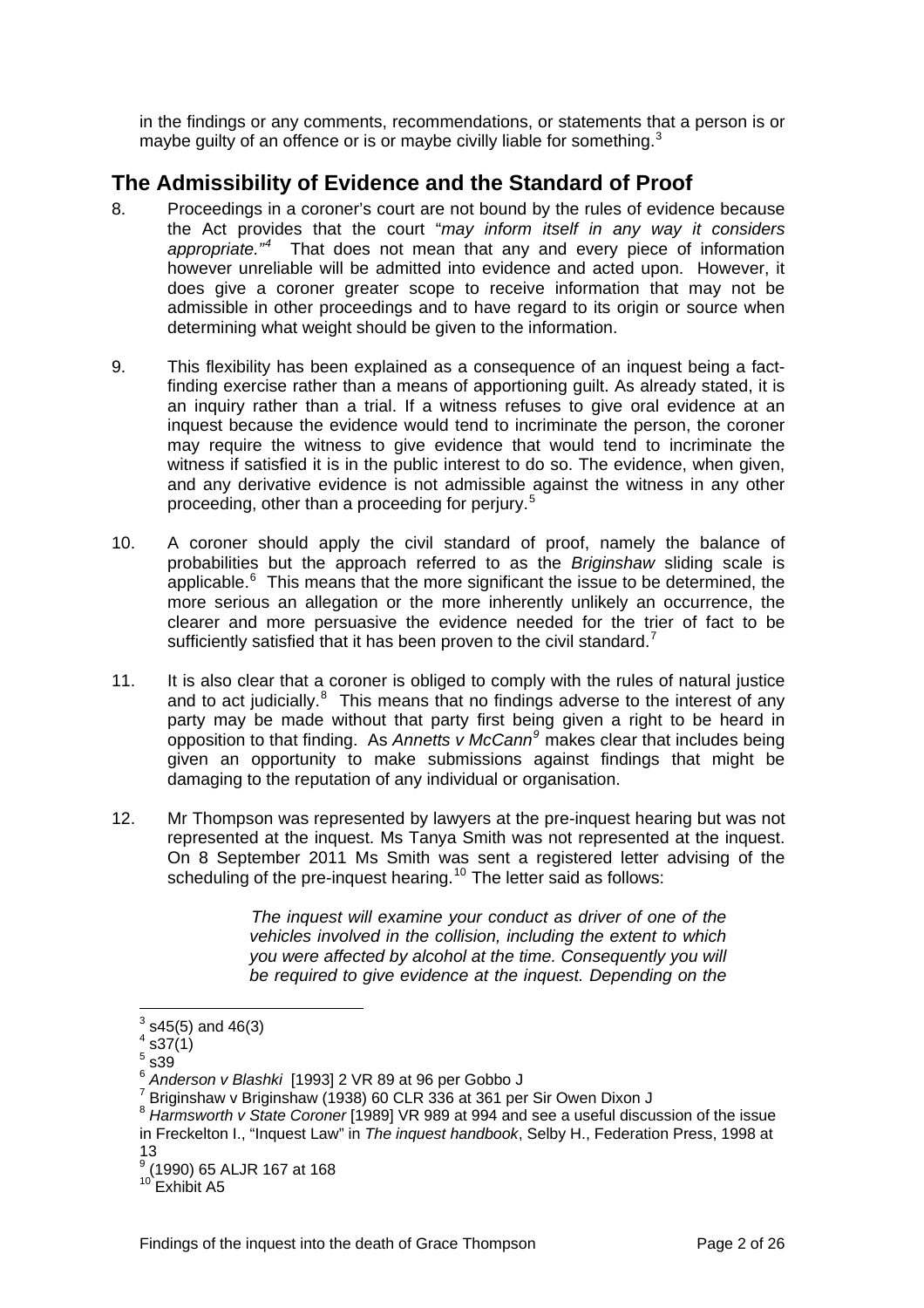in the findings or any comments, recommendations, or statements that a person is or maybe guilty of an offence or is or maybe civilly liable for something.[3]

## The Admissibility of Evidence and the Standard of Proof

8. Proceedings in a coroner's court are not bound by the rules of evidence because the Act provides that the court "*may inform itself in any way it considers appropriate.*"[4] That does not mean that any and every piece of information however unreliable will be admitted into evidence and acted upon. However, it does give a coroner greater scope to receive information that may not be admissible in other proceedings and to have regard to its origin or source when determining what weight should be given to the information.

9. This flexibility has been explained as a consequence of an inquest being a fact-finding exercise rather than a means of apportioning guilt. As already stated, it is an inquiry rather than a trial. If a witness refuses to give oral evidence at an inquest because the evidence would tend to incriminate the person, the coroner may require the witness to give evidence that would tend to incriminate the witness if satisfied it is in the public interest to do so. The evidence, when given, and any derivative evidence is not admissible against the witness in any other proceeding, other than a proceeding for perjury.[5]

10. A coroner should apply the civil standard of proof, namely the balance of probabilities but the approach referred to as the *Briginshaw* sliding scale is applicable.[6] This means that the more significant the issue to be determined, the more serious an allegation or the more inherently unlikely an occurrence, the clearer and more persuasive the evidence needed for the trier of fact to be sufficiently satisfied that it has been proven to the civil standard.[7]

11. It is also clear that a coroner is obliged to comply with the rules of natural justice and to act judicially.[8] This means that no findings adverse to the interest of any party may be made without that party first being given a right to be heard in opposition to that finding. As *Annetts v McCann*[9] makes clear that includes being given an opportunity to make submissions against findings that might be damaging to the reputation of any individual or organisation.

12. Mr Thompson was represented by lawyers at the pre-inquest hearing but was not represented at the inquest. Ms Tanya Smith was not represented at the inquest. On 8 September 2011 Ms Smith was sent a registered letter advising of the scheduling of the pre-inquest hearing.[10] The letter said as follows:

> *The inquest will examine your conduct as driver of one of the vehicles involved in the collision, including the extent to which you were affected by alcohol at the time. Consequently you will be required to give evidence at the inquest. Depending on the*

---

[3] s45(5) and 46(3)

[4] s37(1)

[5] s39

[6] *Anderson v Blashki* [1993] 2 VR 89 at 96 per Gobbo J

[7] Briginshaw v Briginshaw (1938) 60 CLR 336 at 361 per Sir Owen Dixon J

[8] *Harmsworth v State Coroner* [1989] VR 989 at 994 and see a useful discussion of the issue in Freckelton I., "Inquest Law" in *The inquest handbook*, Selby H., Federation Press, 1998 at 13

[9] (1990) 65 ALJR 167 at 168

[10] Exhibit A5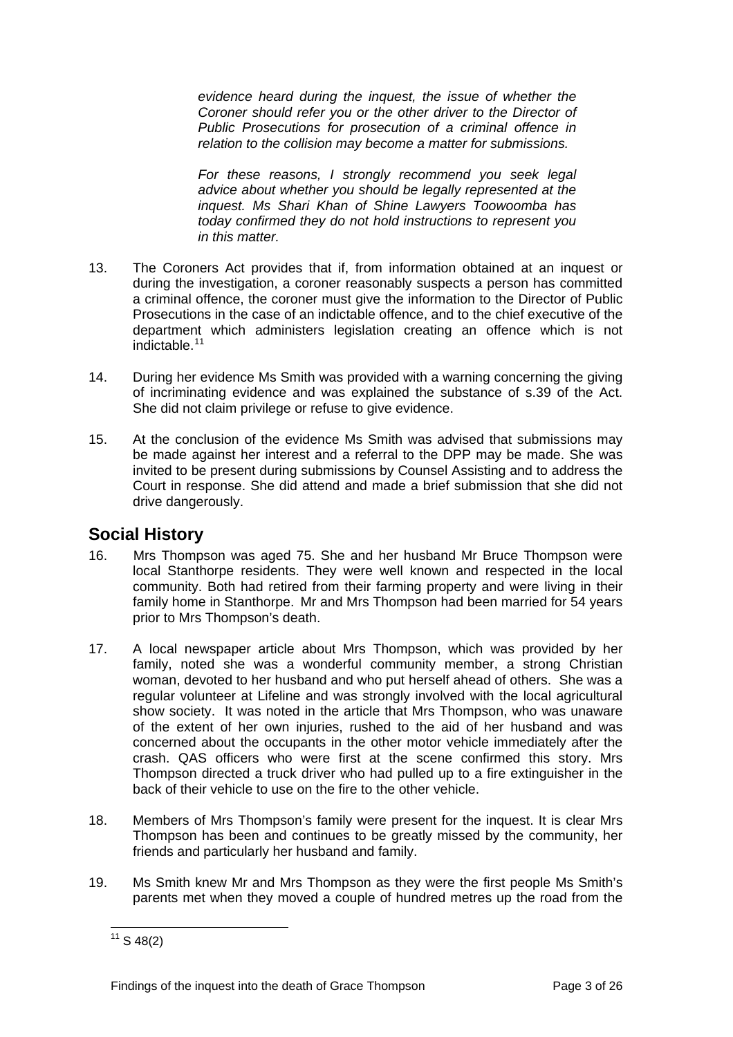*evidence heard during the inquest, the issue of whether the Coroner should refer you or the other driver to the Director of Public Prosecutions for prosecution of a criminal offence in relation to the collision may become a matter for submissions.*

*For these reasons, I strongly recommend you seek legal advice about whether you should be legally represented at the inquest. Ms Shari Khan of Shine Lawyers Toowoomba has today confirmed they do not hold instructions to represent you in this matter.*

13. The Coroners Act provides that if, from information obtained at an inquest or during the investigation, a coroner reasonably suspects a person has committed a criminal offence, the coroner must give the information to the Director of Public Prosecutions in the case of an indictable offence, and to the chief executive of the department which administers legislation creating an offence which is not indictable.[11]

14. During her evidence Ms Smith was provided with a warning concerning the giving of incriminating evidence and was explained the substance of s.39 of the Act. She did not claim privilege or refuse to give evidence.

15. At the conclusion of the evidence Ms Smith was advised that submissions may be made against her interest and a referral to the DPP may be made. She was invited to be present during submissions by Counsel Assisting and to address the Court in response. She did attend and made a brief submission that she did not drive dangerously.

## Social History

16. Mrs Thompson was aged 75. She and her husband Mr Bruce Thompson were local Stanthorpe residents. They were well known and respected in the local community. Both had retired from their farming property and were living in their family home in Stanthorpe. Mr and Mrs Thompson had been married for 54 years prior to Mrs Thompson's death.

17. A local newspaper article about Mrs Thompson, which was provided by her family, noted she was a wonderful community member, a strong Christian woman, devoted to her husband and who put herself ahead of others. She was a regular volunteer at Lifeline and was strongly involved with the local agricultural show society. It was noted in the article that Mrs Thompson, who was unaware of the extent of her own injuries, rushed to the aid of her husband and was concerned about the occupants in the other motor vehicle immediately after the crash. QAS officers who were first at the scene confirmed this story. Mrs Thompson directed a truck driver who had pulled up to a fire extinguisher in the back of their vehicle to use on the fire to the other vehicle.

18. Members of Mrs Thompson's family were present for the inquest. It is clear Mrs Thompson has been and continues to be greatly missed by the community, her friends and particularly her husband and family.

19. Ms Smith knew Mr and Mrs Thompson as they were the first people Ms Smith's parents met when they moved a couple of hundred metres up the road from the

[11] S 48(2)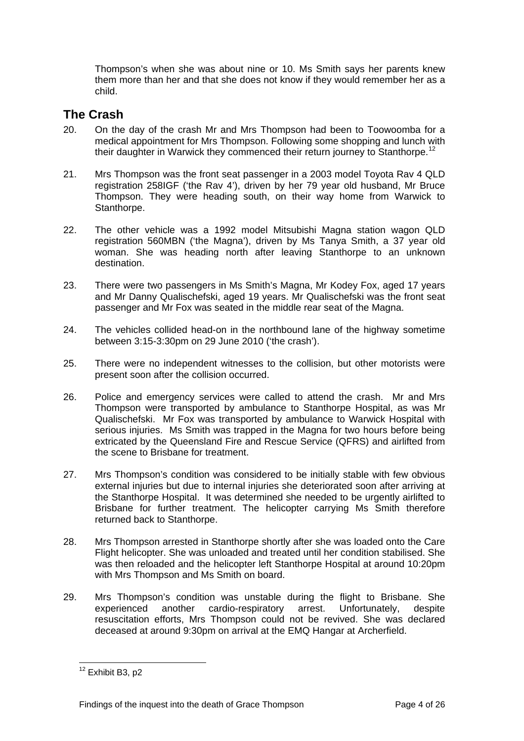Thompson's when she was about nine or 10. Ms Smith says her parents knew them more than her and that she does not know if they would remember her as a child.

## The Crash

20. On the day of the crash Mr and Mrs Thompson had been to Toowoomba for a medical appointment for Mrs Thompson. Following some shopping and lunch with their daughter in Warwick they commenced their return journey to Stanthorpe.[12]

21. Mrs Thompson was the front seat passenger in a 2003 model Toyota Rav 4 QLD registration 258IGF ('the Rav 4'), driven by her 79 year old husband, Mr Bruce Thompson. They were heading south, on their way home from Warwick to Stanthorpe.

22. The other vehicle was a 1992 model Mitsubishi Magna station wagon QLD registration 560MBN ('the Magna'), driven by Ms Tanya Smith, a 37 year old woman. She was heading north after leaving Stanthorpe to an unknown destination.

23. There were two passengers in Ms Smith's Magna, Mr Kodey Fox, aged 17 years and Mr Danny Qualischefski, aged 19 years. Mr Qualischefski was the front seat passenger and Mr Fox was seated in the middle rear seat of the Magna.

24. The vehicles collided head-on in the northbound lane of the highway sometime between 3:15-3:30pm on 29 June 2010 ('the crash').

25. There were no independent witnesses to the collision, but other motorists were present soon after the collision occurred.

26. Police and emergency services were called to attend the crash. Mr and Mrs Thompson were transported by ambulance to Stanthorpe Hospital, as was Mr Qualischefski. Mr Fox was transported by ambulance to Warwick Hospital with serious injuries. Ms Smith was trapped in the Magna for two hours before being extricated by the Queensland Fire and Rescue Service (QFRS) and airlifted from the scene to Brisbane for treatment.

27. Mrs Thompson's condition was considered to be initially stable with few obvious external injuries but due to internal injuries she deteriorated soon after arriving at the Stanthorpe Hospital. It was determined she needed to be urgently airlifted to Brisbane for further treatment. The helicopter carrying Ms Smith therefore returned back to Stanthorpe.

28. Mrs Thompson arrested in Stanthorpe shortly after she was loaded onto the Care Flight helicopter. She was unloaded and treated until her condition stabilised. She was then reloaded and the helicopter left Stanthorpe Hospital at around 10:20pm with Mrs Thompson and Ms Smith on board.

29. Mrs Thompson's condition was unstable during the flight to Brisbane. She experienced another cardio-respiratory arrest. Unfortunately, despite resuscitation efforts, Mrs Thompson could not be revived. She was declared deceased at around 9:30pm on arrival at the EMQ Hangar at Archerfield.

---

[12] Exhibit B3, p2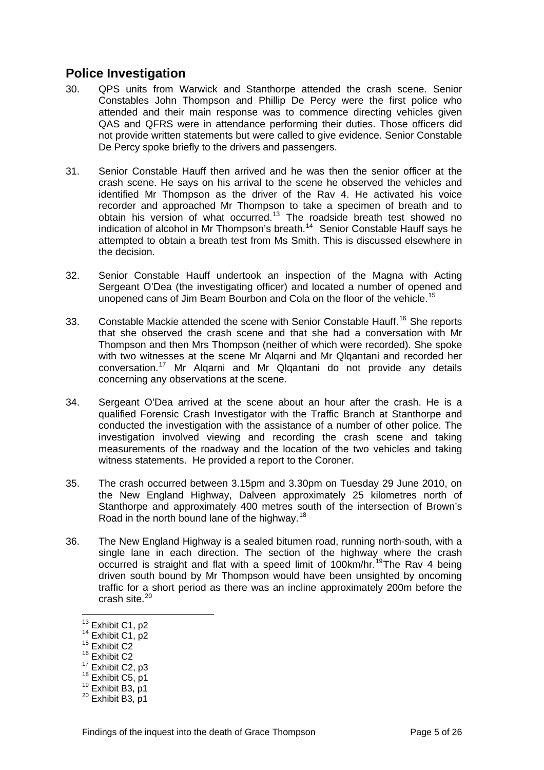## Police Investigation

30. QPS units from Warwick and Stanthorpe attended the crash scene. Senior Constables John Thompson and Phillip De Percy were the first police who attended and their main response was to commence directing vehicles given QAS and QFRS were in attendance performing their duties. Those officers did not provide written statements but were called to give evidence. Senior Constable De Percy spoke briefly to the drivers and passengers.

31. Senior Constable Hauff then arrived and he was then the senior officer at the crash scene. He says on his arrival to the scene he observed the vehicles and identified Mr Thompson as the driver of the Rav 4. He activated his voice recorder and approached Mr Thompson to take a specimen of breath and to obtain his version of what occurred.[13] The roadside breath test showed no indication of alcohol in Mr Thompson's breath.[14] Senior Constable Hauff says he attempted to obtain a breath test from Ms Smith. This is discussed elsewhere in the decision.

32. Senior Constable Hauff undertook an inspection of the Magna with Acting Sergeant O'Dea (the investigating officer) and located a number of opened and unopened cans of Jim Beam Bourbon and Cola on the floor of the vehicle.[15]

33. Constable Mackie attended the scene with Senior Constable Hauff.[16] She reports that she observed the crash scene and that she had a conversation with Mr Thompson and then Mrs Thompson (neither of which were recorded). She spoke with two witnesses at the scene Mr Alqarni and Mr Qlqantani and recorded her conversation.[17] Mr Alqarni and Mr Qlqantani do not provide any details concerning any observations at the scene.

34. Sergeant O'Dea arrived at the scene about an hour after the crash. He is a qualified Forensic Crash Investigator with the Traffic Branch at Stanthorpe and conducted the investigation with the assistance of a number of other police. The investigation involved viewing and recording the crash scene and taking measurements of the roadway and the location of the two vehicles and taking witness statements. He provided a report to the Coroner.

35. The crash occurred between 3.15pm and 3.30pm on Tuesday 29 June 2010, on the New England Highway, Dalveen approximately 25 kilometres north of Stanthorpe and approximately 400 metres south of the intersection of Brown's Road in the north bound lane of the highway.[18]

36. The New England Highway is a sealed bitumen road, running north-south, with a single lane in each direction. The section of the highway where the crash occurred is straight and flat with a speed limit of 100km/hr.[19] The Rav 4 being driven south bound by Mr Thompson would have been unsighted by oncoming traffic for a short period as there was an incline approximately 200m before the crash site.[20]

---

[13] Exhibit C1, p2
[14] Exhibit C1, p2
[15] Exhibit C2
[16] Exhibit C2
[17] Exhibit C2, p3
[18] Exhibit C5, p1
[19] Exhibit B3, p1
[20] Exhibit B3, p1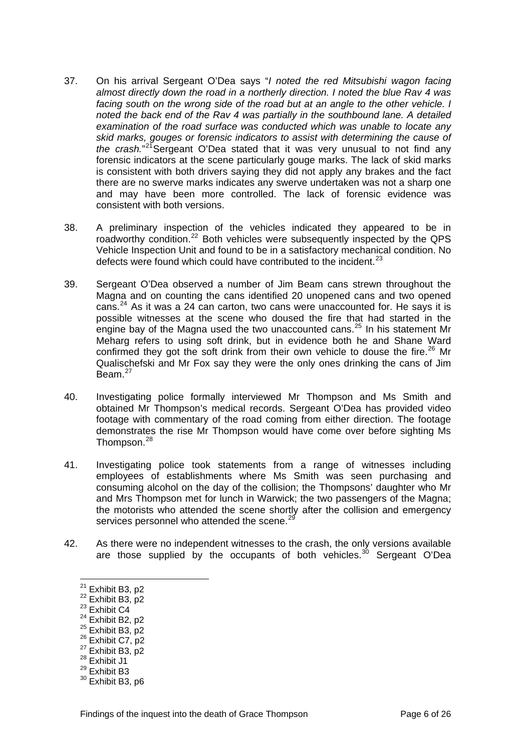37. On his arrival Sergeant O'Dea says "*I noted the red Mitsubishi wagon facing almost directly down the road in a northerly direction. I noted the blue Rav 4 was facing south on the wrong side of the road but at an angle to the other vehicle. I noted the back end of the Rav 4 was partially in the southbound lane. A detailed examination of the road surface was conducted which was unable to locate any skid marks, gouges or forensic indicators to assist with determining the cause of the crash.*"[21] Sergeant O'Dea stated that it was very unusual to not find any forensic indicators at the scene particularly gouge marks. The lack of skid marks is consistent with both drivers saying they did not apply any brakes and the fact there are no swerve marks indicates any swerve undertaken was not a sharp one and may have been more controlled. The lack of forensic evidence was consistent with both versions.

38. A preliminary inspection of the vehicles indicated they appeared to be in roadworthy condition.[22] Both vehicles were subsequently inspected by the QPS Vehicle Inspection Unit and found to be in a satisfactory mechanical condition. No defects were found which could have contributed to the incident.[23]

39. Sergeant O'Dea observed a number of Jim Beam cans strewn throughout the Magna and on counting the cans identified 20 unopened cans and two opened cans.[24] As it was a 24 can carton, two cans were unaccounted for. He says it is possible witnesses at the scene who doused the fire that had started in the engine bay of the Magna used the two unaccounted cans.[25] In his statement Mr Meharg refers to using soft drink, but in evidence both he and Shane Ward confirmed they got the soft drink from their own vehicle to douse the fire.[26] Mr Qualischefski and Mr Fox say they were the only ones drinking the cans of Jim Beam.[27]

40. Investigating police formally interviewed Mr Thompson and Ms Smith and obtained Mr Thompson's medical records. Sergeant O'Dea has provided video footage with commentary of the road coming from either direction. The footage demonstrates the rise Mr Thompson would have come over before sighting Ms Thompson.[28]

41. Investigating police took statements from a range of witnesses including employees of establishments where Ms Smith was seen purchasing and consuming alcohol on the day of the collision; the Thompsons' daughter who Mr and Mrs Thompson met for lunch in Warwick; the two passengers of the Magna; the motorists who attended the scene shortly after the collision and emergency services personnel who attended the scene.[29]

42. As there were no independent witnesses to the crash, the only versions available are those supplied by the occupants of both vehicles.[30] Sergeant O'Dea

---

[21] Exhibit B3, p2
[22] Exhibit B3, p2
[23] Exhibit C4
[24] Exhibit B2, p2
[25] Exhibit B3, p2
[26] Exhibit C7, p2
[27] Exhibit B3, p2
[28] Exhibit J1
[29] Exhibit B3
[30] Exhibit B3, p6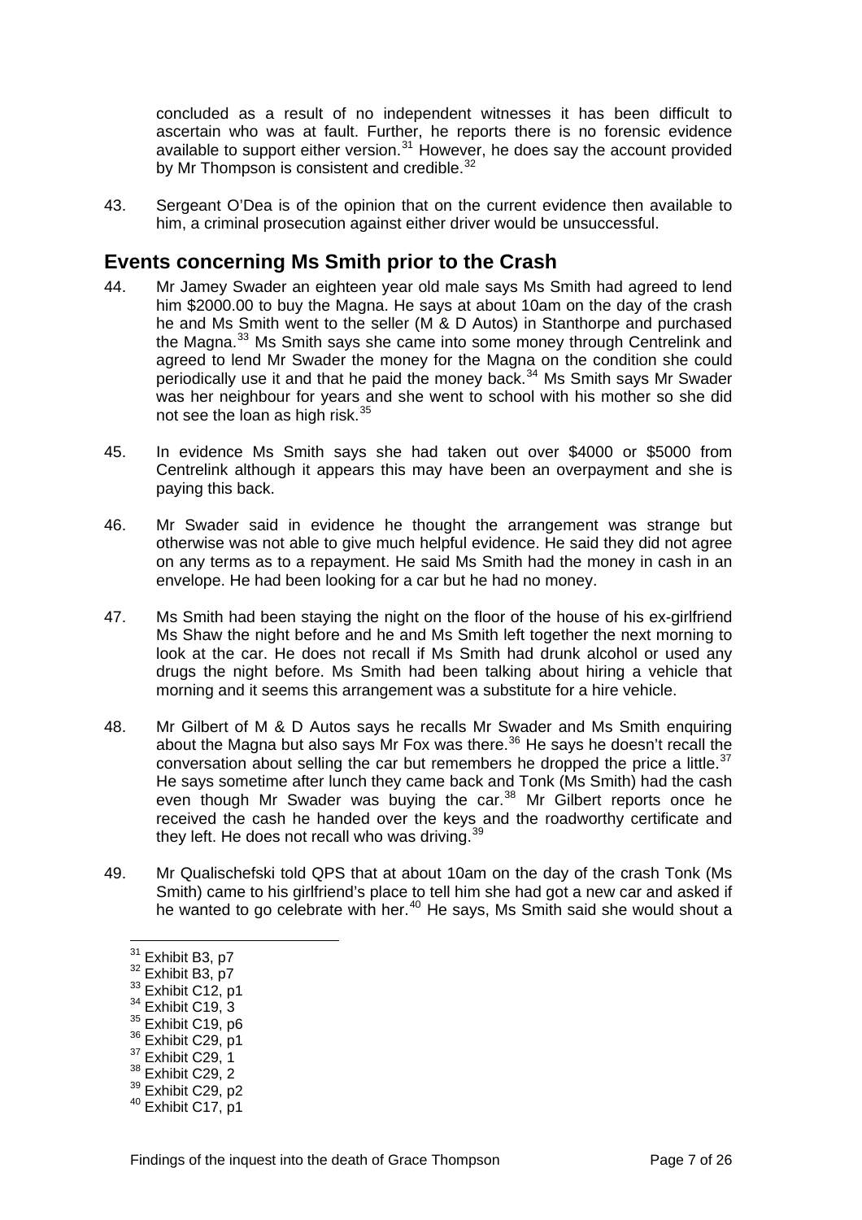concluded as a result of no independent witnesses it has been difficult to ascertain who was at fault. Further, he reports there is no forensic evidence available to support either version.[31] However, he does say the account provided by Mr Thompson is consistent and credible.[32]

43. Sergeant O'Dea is of the opinion that on the current evidence then available to him, a criminal prosecution against either driver would be unsuccessful.

## Events concerning Ms Smith prior to the Crash

44. Mr Jamey Swader an eighteen year old male says Ms Smith had agreed to lend him $2000.00 to buy the Magna. He says at about 10am on the day of the crash he and Ms Smith went to the seller (M & D Autos) in Stanthorpe and purchased the Magna.[33] Ms Smith says she came into some money through Centrelink and agreed to lend Mr Swader the money for the Magna on the condition she could periodically use it and that he paid the money back.[34] Ms Smith says Mr Swader was her neighbour for years and she went to school with his mother so she did not see the loan as high risk.[35]

45. In evidence Ms Smith says she had taken out over $4000 or $5000 from Centrelink although it appears this may have been an overpayment and she is paying this back.

46. Mr Swader said in evidence he thought the arrangement was strange but otherwise was not able to give much helpful evidence. He said they did not agree on any terms as to a repayment. He said Ms Smith had the money in cash in an envelope. He had been looking for a car but he had no money.

47. Ms Smith had been staying the night on the floor of the house of his ex-girlfriend Ms Shaw the night before and he and Ms Smith left together the next morning to look at the car. He does not recall if Ms Smith had drunk alcohol or used any drugs the night before. Ms Smith had been talking about hiring a vehicle that morning and it seems this arrangement was a substitute for a hire vehicle.

48. Mr Gilbert of M & D Autos says he recalls Mr Swader and Ms Smith enquiring about the Magna but also says Mr Fox was there.[36] He says he doesn't recall the conversation about selling the car but remembers he dropped the price a little.[37] He says sometime after lunch they came back and Tonk (Ms Smith) had the cash even though Mr Swader was buying the car.[38] Mr Gilbert reports once he received the cash he handed over the keys and the roadworthy certificate and they left. He does not recall who was driving.[39]

49. Mr Qualischefski told QPS that at about 10am on the day of the crash Tonk (Ms Smith) came to his girlfriend's place to tell him she had got a new car and asked if he wanted to go celebrate with her.[40] He says, Ms Smith said she would shout a

---

[31] Exhibit B3, p7
[32] Exhibit B3, p7
[33] Exhibit C12, p1
[34] Exhibit C19, 3
[35] Exhibit C19, p6
[36] Exhibit C29, p1
[37] Exhibit C29, 1
[38] Exhibit C29, 2
[39] Exhibit C29, p2
[40] Exhibit C17, p1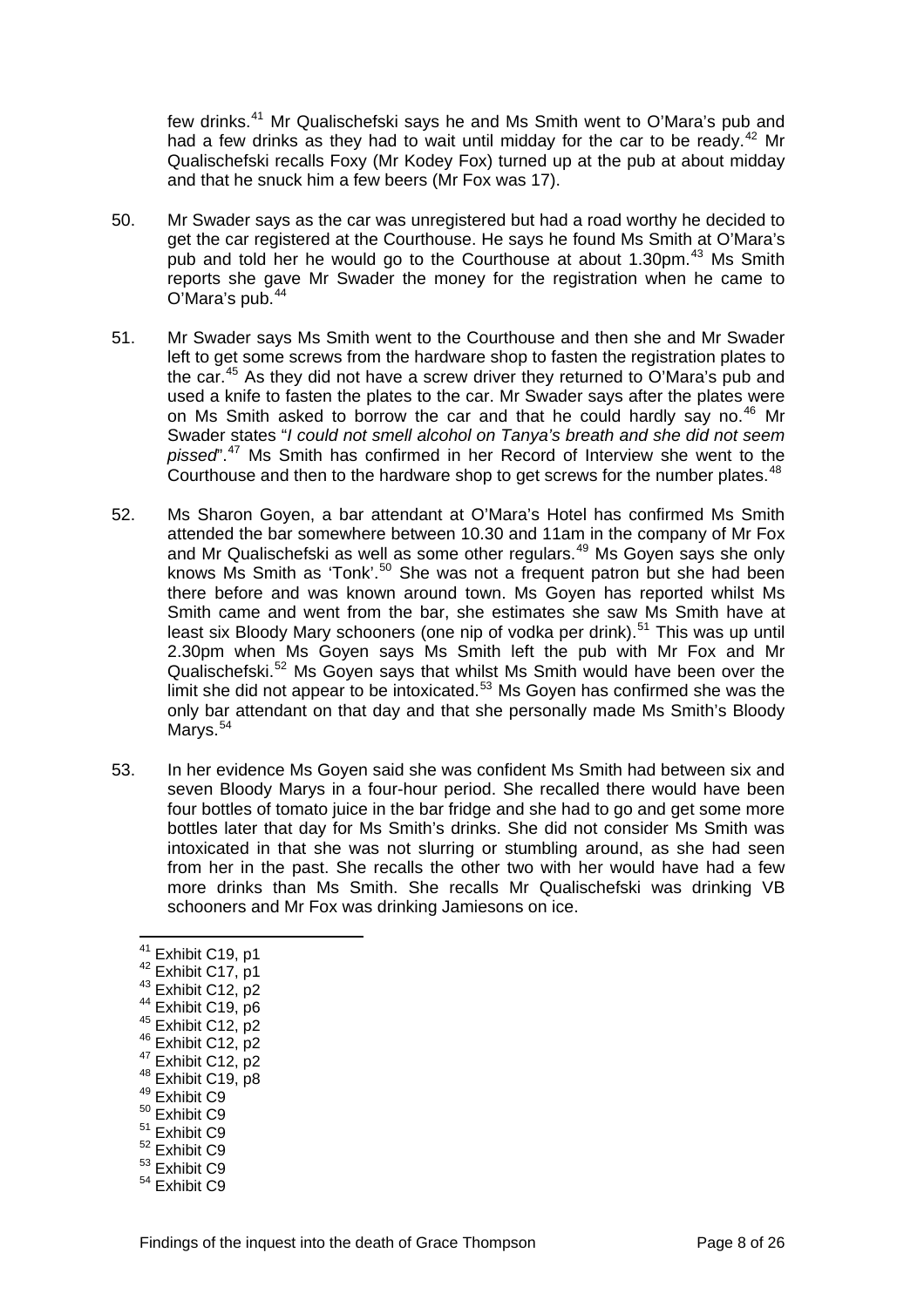few drinks.[41] Mr Qualischefski says he and Ms Smith went to O'Mara's pub and had a few drinks as they had to wait until midday for the car to be ready.[42] Mr Qualischefski recalls Foxy (Mr Kodey Fox) turned up at the pub at about midday and that he snuck him a few beers (Mr Fox was 17).

50. Mr Swader says as the car was unregistered but had a road worthy he decided to get the car registered at the Courthouse. He says he found Ms Smith at O'Mara's pub and told her he would go to the Courthouse at about 1.30pm.[43] Ms Smith reports she gave Mr Swader the money for the registration when he came to O'Mara's pub.[44]

51. Mr Swader says Ms Smith went to the Courthouse and then she and Mr Swader left to get some screws from the hardware shop to fasten the registration plates to the car.[45] As they did not have a screw driver they returned to O'Mara's pub and used a knife to fasten the plates to the car. Mr Swader says after the plates were on Ms Smith asked to borrow the car and that he could hardly say no.[46] Mr Swader states "*I could not smell alcohol on Tanya's breath and she did not seem pissed*".[47] Ms Smith has confirmed in her Record of Interview she went to the Courthouse and then to the hardware shop to get screws for the number plates.[48]

52. Ms Sharon Goyen, a bar attendant at O'Mara's Hotel has confirmed Ms Smith attended the bar somewhere between 10.30 and 11am in the company of Mr Fox and Mr Qualischefski as well as some other regulars.[49] Ms Goyen says she only knows Ms Smith as 'Tonk'.[50] She was not a frequent patron but she had been there before and was known around town. Ms Goyen has reported whilst Ms Smith came and went from the bar, she estimates she saw Ms Smith have at least six Bloody Mary schooners (one nip of vodka per drink).[51] This was up until 2.30pm when Ms Goyen says Ms Smith left the pub with Mr Fox and Mr Qualischefski.[52] Ms Goyen says that whilst Ms Smith would have been over the limit she did not appear to be intoxicated.[53] Ms Goyen has confirmed she was the only bar attendant on that day and that she personally made Ms Smith's Bloody Marys.[54]

53. In her evidence Ms Goyen said she was confident Ms Smith had between six and seven Bloody Marys in a four-hour period. She recalled there would have been four bottles of tomato juice in the bar fridge and she had to go and get some more bottles later that day for Ms Smith's drinks. She did not consider Ms Smith was intoxicated in that she was not slurring or stumbling around, as she had seen from her in the past. She recalls the other two with her would have had a few more drinks than Ms Smith. She recalls Mr Qualischefski was drinking VB schooners and Mr Fox was drinking Jamiesons on ice.

---

[41] Exhibit C19, p1
[42] Exhibit C17, p1
[43] Exhibit C12, p2
[44] Exhibit C19, p6
[45] Exhibit C12, p2
[46] Exhibit C12, p2
[47] Exhibit C12, p2
[48] Exhibit C19, p8
[49] Exhibit C9
[50] Exhibit C9
[51] Exhibit C9
[52] Exhibit C9
[53] Exhibit C9
[54] Exhibit C9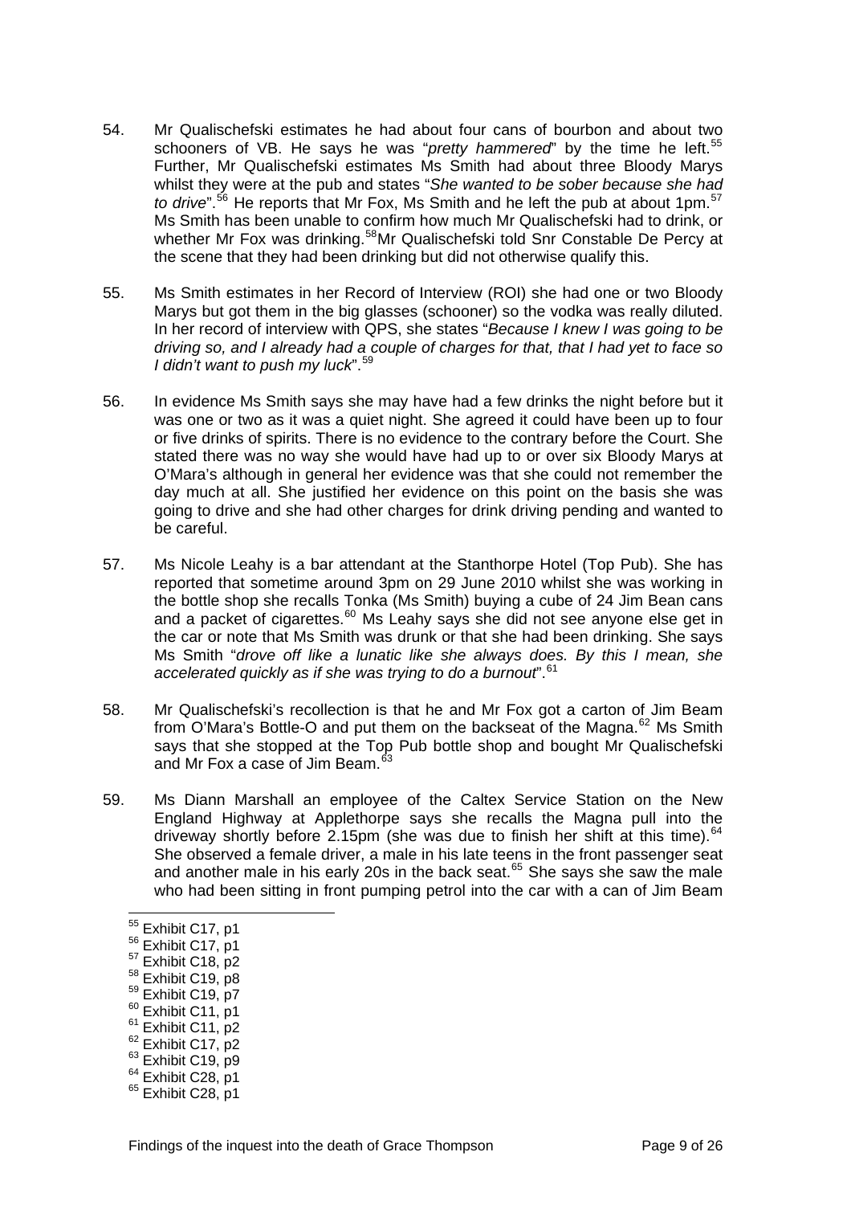54. Mr Qualischefski estimates he had about four cans of bourbon and about two schooners of VB. He says he was "*pretty hammered*" by the time he left.[55] Further, Mr Qualischefski estimates Ms Smith had about three Bloody Marys whilst they were at the pub and states "*She wanted to be sober because she had to drive*".[56] He reports that Mr Fox, Ms Smith and he left the pub at about 1pm.[57] Ms Smith has been unable to confirm how much Mr Qualischefski had to drink, or whether Mr Fox was drinking.[58] Mr Qualischefski told Snr Constable De Percy at the scene that they had been drinking but did not otherwise qualify this.

55. Ms Smith estimates in her Record of Interview (ROI) she had one or two Bloody Marys but got them in the big glasses (schooner) so the vodka was really diluted. In her record of interview with QPS, she states "*Because I knew I was going to be driving so, and I already had a couple of charges for that, that I had yet to face so I didn't want to push my luck*".[59]

56. In evidence Ms Smith says she may have had a few drinks the night before but it was one or two as it was a quiet night. She agreed it could have been up to four or five drinks of spirits. There is no evidence to the contrary before the Court. She stated there was no way she would have had up to or over six Bloody Marys at O'Mara's although in general her evidence was that she could not remember the day much at all. She justified her evidence on this point on the basis she was going to drive and she had other charges for drink driving pending and wanted to be careful.

57. Ms Nicole Leahy is a bar attendant at the Stanthorpe Hotel (Top Pub). She has reported that sometime around 3pm on 29 June 2010 whilst she was working in the bottle shop she recalls Tonka (Ms Smith) buying a cube of 24 Jim Bean cans and a packet of cigarettes.[60] Ms Leahy says she did not see anyone else get in the car or note that Ms Smith was drunk or that she had been drinking. She says Ms Smith "*drove off like a lunatic like she always does. By this I mean, she accelerated quickly as if she was trying to do a burnout*".[61]

58. Mr Qualischefski's recollection is that he and Mr Fox got a carton of Jim Beam from O'Mara's Bottle-O and put them on the backseat of the Magna.[62] Ms Smith says that she stopped at the Top Pub bottle shop and bought Mr Qualischefski and Mr Fox a case of Jim Beam.[63]

59. Ms Diann Marshall an employee of the Caltex Service Station on the New England Highway at Applethorpe says she recalls the Magna pull into the driveway shortly before 2.15pm (she was due to finish her shift at this time).[64] She observed a female driver, a male in his late teens in the front passenger seat and another male in his early 20s in the back seat.[65] She says she saw the male who had been sitting in front pumping petrol into the car with a can of Jim Beam

---

[55] Exhibit C17, p1
[56] Exhibit C17, p1
[57] Exhibit C18, p2
[58] Exhibit C19, p8
[59] Exhibit C19, p7
[60] Exhibit C11, p1
[61] Exhibit C11, p2
[62] Exhibit C17, p2
[63] Exhibit C19, p9
[64] Exhibit C28, p1
[65] Exhibit C28, p1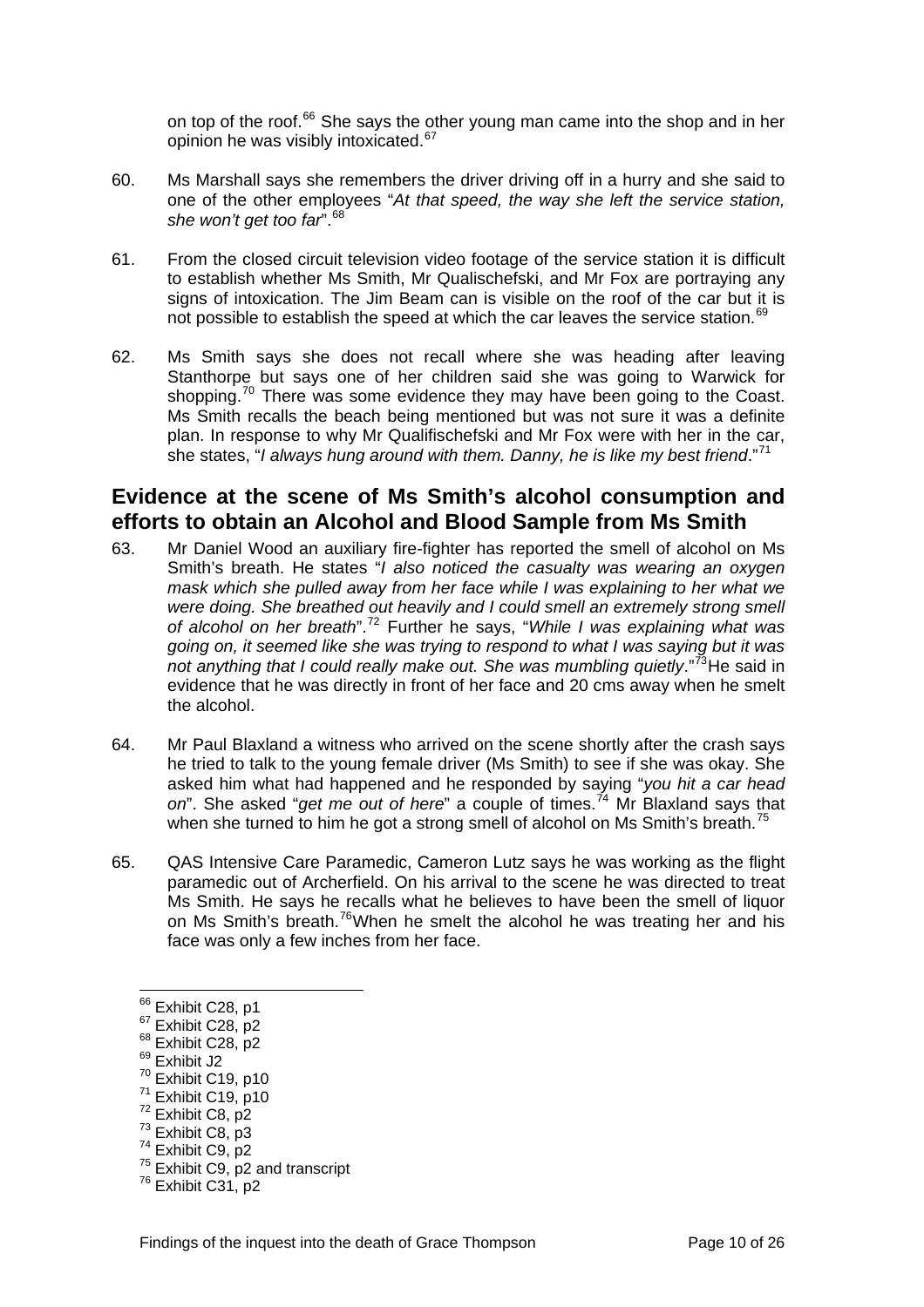on top of the roof.[66] She says the other young man came into the shop and in her opinion he was visibly intoxicated.[67]

60. Ms Marshall says she remembers the driver driving off in a hurry and she said to one of the other employees "*At that speed, the way she left the service station, she won't get too far*".[68]

61. From the closed circuit television video footage of the service station it is difficult to establish whether Ms Smith, Mr Qualischefski, and Mr Fox are portraying any signs of intoxication. The Jim Beam can is visible on the roof of the car but it is not possible to establish the speed at which the car leaves the service station.[69]

62. Ms Smith says she does not recall where she was heading after leaving Stanthorpe but says one of her children said she was going to Warwick for shopping.[70] There was some evidence they may have been going to the Coast. Ms Smith recalls the beach being mentioned but was not sure it was a definite plan. In response to why Mr Qualifischefski and Mr Fox were with her in the car, she states, "*I always hung around with them. Danny, he is like my best friend*."[71]

## Evidence at the scene of Ms Smith's alcohol consumption and efforts to obtain an Alcohol and Blood Sample from Ms Smith

63. Mr Daniel Wood an auxiliary fire-fighter has reported the smell of alcohol on Ms Smith's breath. He states "*I also noticed the casualty was wearing an oxygen mask which she pulled away from her face while I was explaining to her what we were doing. She breathed out heavily and I could smell an extremely strong smell of alcohol on her breath*".[72] Further he says, "*While I was explaining what was going on, it seemed like she was trying to respond to what I was saying but it was not anything that I could really make out. She was mumbling quietly*."[73] He said in evidence that he was directly in front of her face and 20 cms away when he smelt the alcohol.

64. Mr Paul Blaxland a witness who arrived on the scene shortly after the crash says he tried to talk to the young female driver (Ms Smith) to see if she was okay. She asked him what had happened and he responded by saying "*you hit a car head on*". She asked "*get me out of here*" a couple of times.[74] Mr Blaxland says that when she turned to him he got a strong smell of alcohol on Ms Smith's breath.[75]

65. QAS Intensive Care Paramedic, Cameron Lutz says he was working as the flight paramedic out of Archerfield. On his arrival to the scene he was directed to treat Ms Smith. He says he recalls what he believes to have been the smell of liquor on Ms Smith's breath.[76] When he smelt the alcohol he was treating her and his face was only a few inches from her face.

---

[66] Exhibit C28, p1
[67] Exhibit C28, p2
[68] Exhibit C28, p2
[69] Exhibit J2
[70] Exhibit C19, p10
[71] Exhibit C19, p10
[72] Exhibit C8, p2
[73] Exhibit C8, p3
[74] Exhibit C9, p2
[75] Exhibit C9, p2 and transcript
[76] Exhibit C31, p2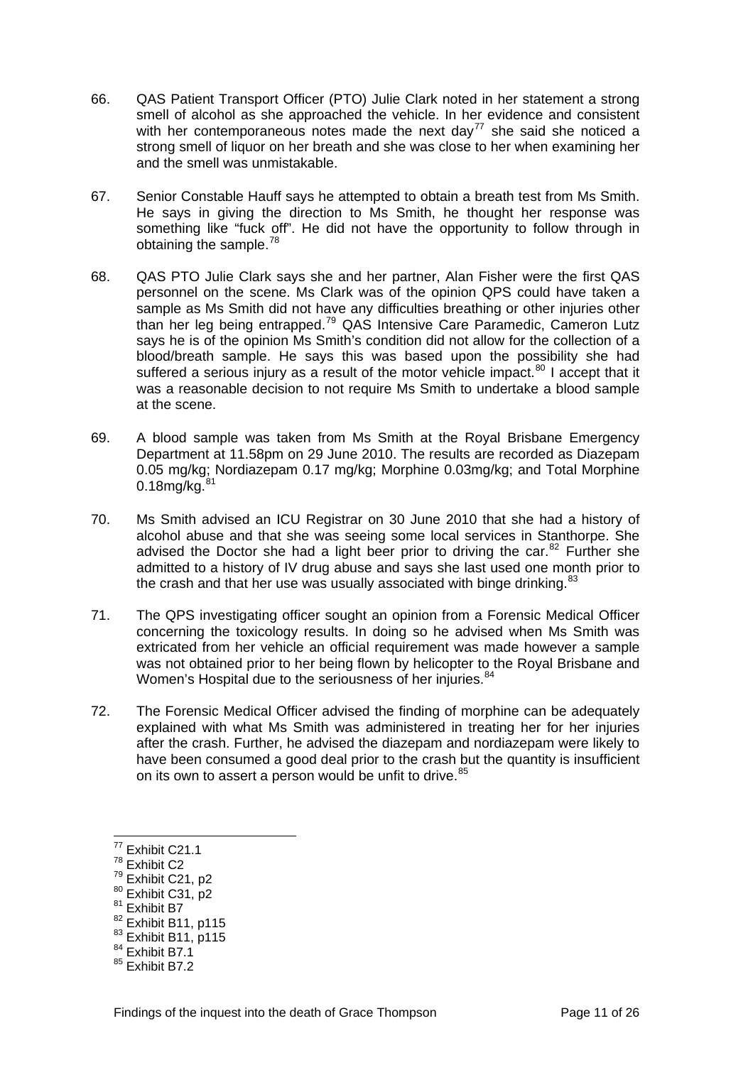66. QAS Patient Transport Officer (PTO) Julie Clark noted in her statement a strong smell of alcohol as she approached the vehicle. In her evidence and consistent with her contemporaneous notes made the next day[77] she said she noticed a strong smell of liquor on her breath and she was close to her when examining her and the smell was unmistakable.

67. Senior Constable Hauff says he attempted to obtain a breath test from Ms Smith. He says in giving the direction to Ms Smith, he thought her response was something like "fuck off". He did not have the opportunity to follow through in obtaining the sample.[78]

68. QAS PTO Julie Clark says she and her partner, Alan Fisher were the first QAS personnel on the scene. Ms Clark was of the opinion QPS could have taken a sample as Ms Smith did not have any difficulties breathing or other injuries other than her leg being entrapped.[79] QAS Intensive Care Paramedic, Cameron Lutz says he is of the opinion Ms Smith's condition did not allow for the collection of a blood/breath sample. He says this was based upon the possibility she had suffered a serious injury as a result of the motor vehicle impact.[80] I accept that it was a reasonable decision to not require Ms Smith to undertake a blood sample at the scene.

69. A blood sample was taken from Ms Smith at the Royal Brisbane Emergency Department at 11.58pm on 29 June 2010. The results are recorded as Diazepam 0.05 mg/kg; Nordiazepam 0.17 mg/kg; Morphine 0.03mg/kg; and Total Morphine 0.18mg/kg.[81]

70. Ms Smith advised an ICU Registrar on 30 June 2010 that she had a history of alcohol abuse and that she was seeing some local services in Stanthorpe. She advised the Doctor she had a light beer prior to driving the car.[82] Further she admitted to a history of IV drug abuse and says she last used one month prior to the crash and that her use was usually associated with binge drinking.[83]

71. The QPS investigating officer sought an opinion from a Forensic Medical Officer concerning the toxicology results. In doing so he advised when Ms Smith was extricated from her vehicle an official requirement was made however a sample was not obtained prior to her being flown by helicopter to the Royal Brisbane and Women's Hospital due to the seriousness of her injuries.[84]

72. The Forensic Medical Officer advised the finding of morphine can be adequately explained with what Ms Smith was administered in treating her for her injuries after the crash. Further, he advised the diazepam and nordiazepam were likely to have been consumed a good deal prior to the crash but the quantity is insufficient on its own to assert a person would be unfit to drive.[85]

---

[77] Exhibit C21.1
[78] Exhibit C2
[79] Exhibit C21, p2
[80] Exhibit C31, p2
[81] Exhibit B7
[82] Exhibit B11, p115
[83] Exhibit B11, p115
[84] Exhibit B7.1
[85] Exhibit B7.2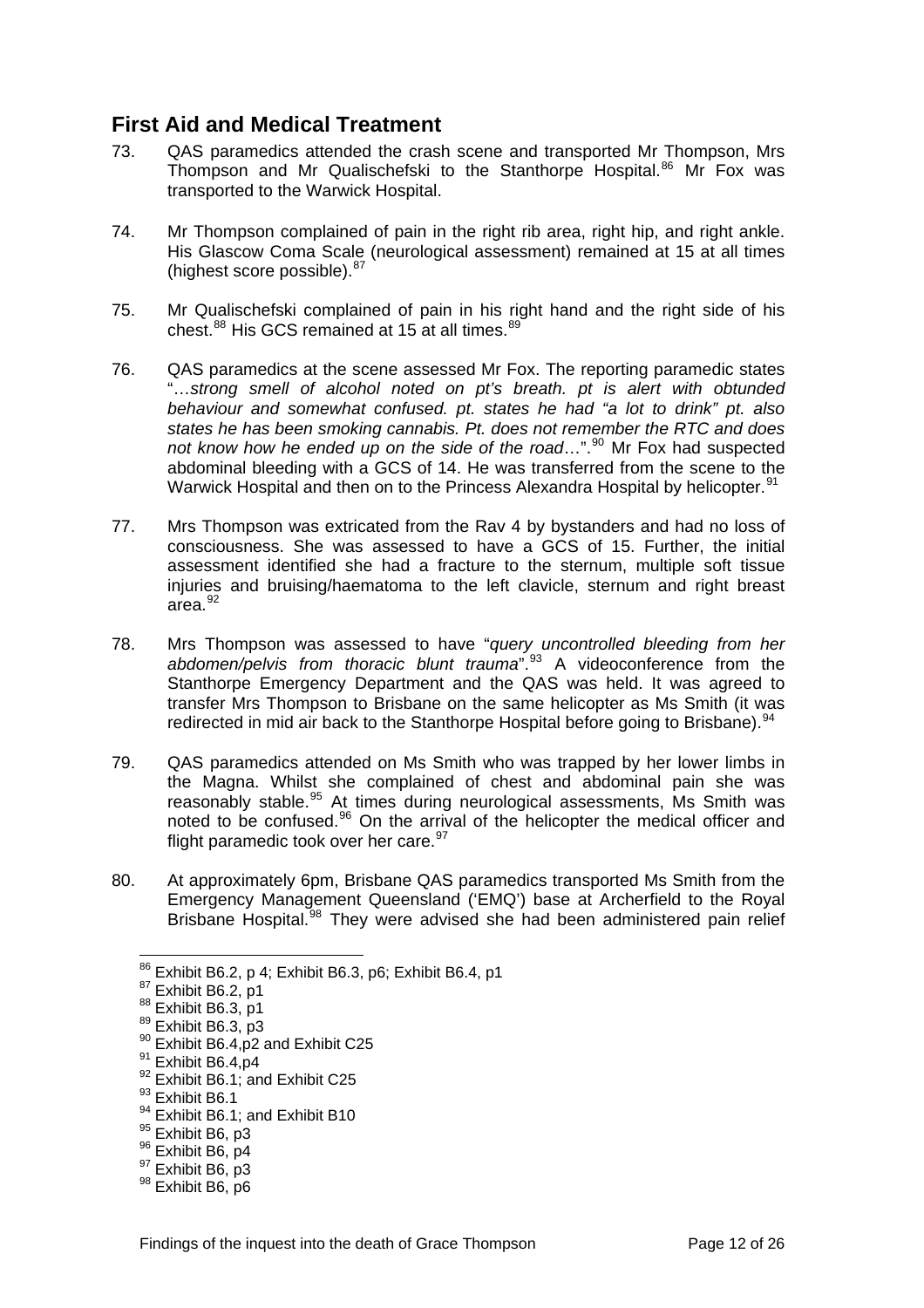## First Aid and Medical Treatment

73. QAS paramedics attended the crash scene and transported Mr Thompson, Mrs Thompson and Mr Qualischefski to the Stanthorpe Hospital.[86] Mr Fox was transported to the Warwick Hospital.

74. Mr Thompson complained of pain in the right rib area, right hip, and right ankle. His Glascow Coma Scale (neurological assessment) remained at 15 at all times (highest score possible).[87]

75. Mr Qualischefski complained of pain in his right hand and the right side of his chest.[88] His GCS remained at 15 at all times.[89]

76. QAS paramedics at the scene assessed Mr Fox. The reporting paramedic states "…*strong smell of alcohol noted on pt's breath. pt is alert with obtunded behaviour and somewhat confused. pt. states he had "a lot to drink" pt. also states he has been smoking cannabis. Pt. does not remember the RTC and does not know how he ended up on the side of the road*…".[90] Mr Fox had suspected abdominal bleeding with a GCS of 14. He was transferred from the scene to the Warwick Hospital and then on to the Princess Alexandra Hospital by helicopter.[91]

77. Mrs Thompson was extricated from the Rav 4 by bystanders and had no loss of consciousness. She was assessed to have a GCS of 15. Further, the initial assessment identified she had a fracture to the sternum, multiple soft tissue injuries and bruising/haematoma to the left clavicle, sternum and right breast area.[92]

78. Mrs Thompson was assessed to have "*query uncontrolled bleeding from her abdomen/pelvis from thoracic blunt trauma*".[93] A videoconference from the Stanthorpe Emergency Department and the QAS was held. It was agreed to transfer Mrs Thompson to Brisbane on the same helicopter as Ms Smith (it was redirected in mid air back to the Stanthorpe Hospital before going to Brisbane).[94]

79. QAS paramedics attended on Ms Smith who was trapped by her lower limbs in the Magna. Whilst she complained of chest and abdominal pain she was reasonably stable.[95] At times during neurological assessments, Ms Smith was noted to be confused.[96] On the arrival of the helicopter the medical officer and flight paramedic took over her care.[97]

80. At approximately 6pm, Brisbane QAS paramedics transported Ms Smith from the Emergency Management Queensland ('EMQ') base at Archerfield to the Royal Brisbane Hospital.[98] They were advised she had been administered pain relief

---

[86] Exhibit B6.2, p 4; Exhibit B6.3, p6; Exhibit B6.4, p1
[87] Exhibit B6.2, p1
[88] Exhibit B6.3, p1
[89] Exhibit B6.3, p3
[90] Exhibit B6.4,p2 and Exhibit C25
[91] Exhibit B6.4,p4
[92] Exhibit B6.1; and Exhibit C25
[93] Exhibit B6.1
[94] Exhibit B6.1; and Exhibit B10
[95] Exhibit B6, p3
[96] Exhibit B6, p4
[97] Exhibit B6, p3
[98] Exhibit B6, p6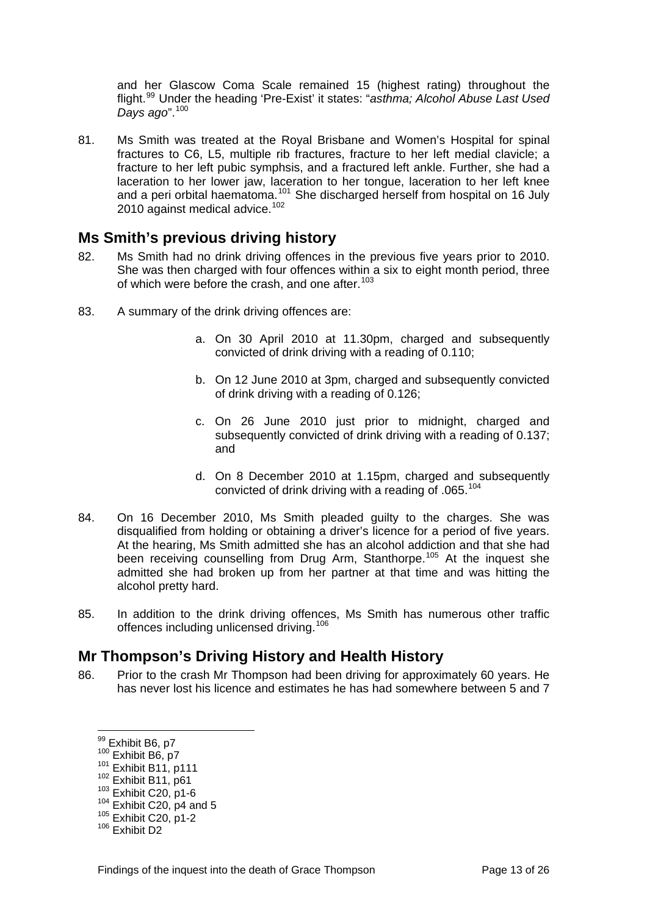and her Glasgow Coma Scale remained 15 (highest rating) throughout the flight.[99] Under the heading 'Pre-Exist' it states: "*asthma; Alcohol Abuse Last Used Days ago*".[100]

81. Ms Smith was treated at the Royal Brisbane and Women's Hospital for spinal fractures to C6, L5, multiple rib fractures, fracture to her left medial clavicle; a fracture to her left pubic symphsis, and a fractured left ankle. Further, she had a laceration to her lower jaw, laceration to her tongue, laceration to her left knee and a peri orbital haematoma.[101] She discharged herself from hospital on 16 July 2010 against medical advice.[102]

## Ms Smith's previous driving history

82. Ms Smith had no drink driving offences in the previous five years prior to 2010. She was then charged with four offences within a six to eight month period, three of which were before the crash, and one after.[103]

83. A summary of the drink driving offences are:

    a. On 30 April 2010 at 11.30pm, charged and subsequently convicted of drink driving with a reading of 0.110;

    b. On 12 June 2010 at 3pm, charged and subsequently convicted of drink driving with a reading of 0.126;

    c. On 26 June 2010 just prior to midnight, charged and subsequently convicted of drink driving with a reading of 0.137; and

    d. On 8 December 2010 at 1.15pm, charged and subsequently convicted of drink driving with a reading of .065.[104]

84. On 16 December 2010, Ms Smith pleaded guilty to the charges. She was disqualified from holding or obtaining a driver's licence for a period of five years. At the hearing, Ms Smith admitted she has an alcohol addiction and that she had been receiving counselling from Drug Arm, Stanthorpe.[105] At the inquest she admitted she had broken up from her partner at that time and was hitting the alcohol pretty hard.

85. In addition to the drink driving offences, Ms Smith has numerous other traffic offences including unlicensed driving.[106]

## Mr Thompson's Driving History and Health History

86. Prior to the crash Mr Thompson had been driving for approximately 60 years. He has never lost his licence and estimates he has had somewhere between 5 and 7

---

[99] Exhibit B6, p7
[100] Exhibit B6, p7
[101] Exhibit B11, p111
[102] Exhibit B11, p61
[103] Exhibit C20, p1-6
[104] Exhibit C20, p4 and 5
[105] Exhibit C20, p1-2
[106] Exhibit D2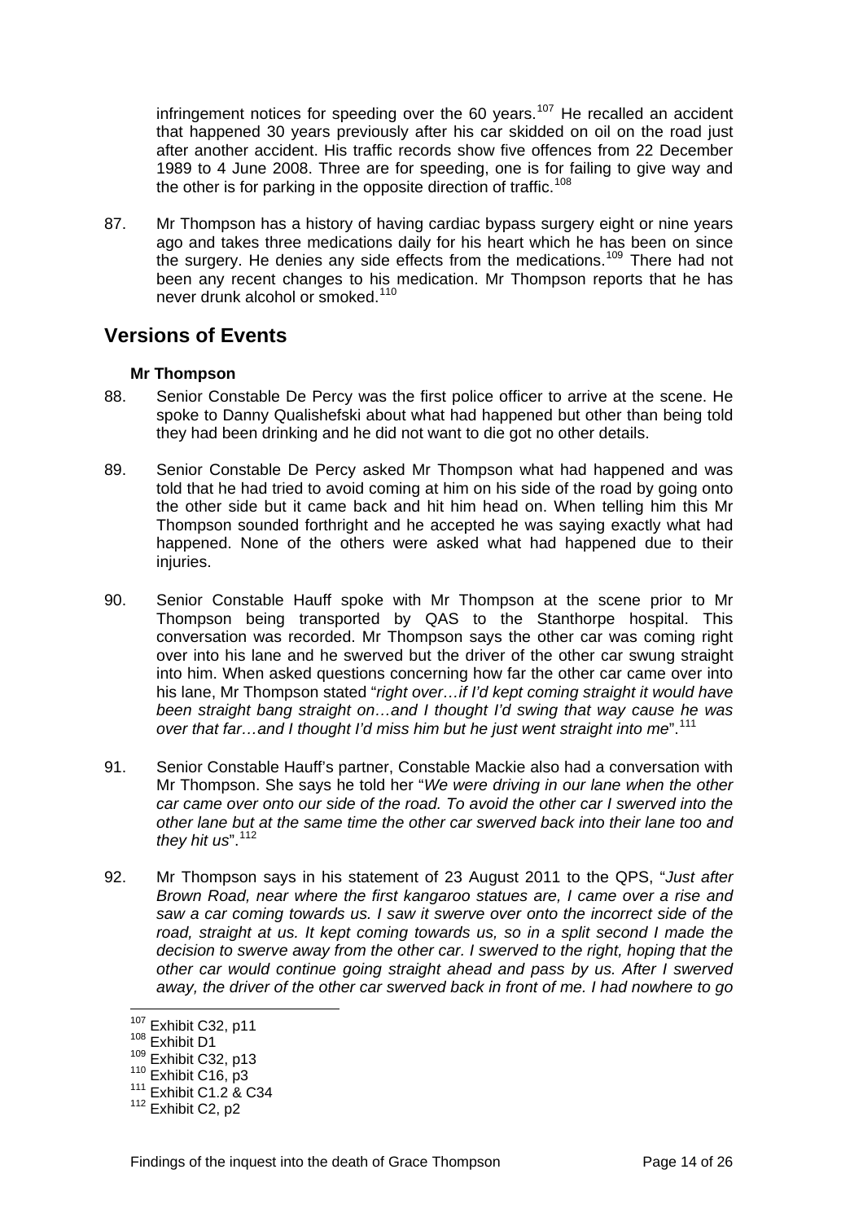infringement notices for speeding over the 60 years.[107] He recalled an accident that happened 30 years previously after his car skidded on oil on the road just after another accident. His traffic records show five offences from 22 December 1989 to 4 June 2008. Three are for speeding, one is for failing to give way and the other is for parking in the opposite direction of traffic.[108]

87. Mr Thompson has a history of having cardiac bypass surgery eight or nine years ago and takes three medications daily for his heart which he has been on since the surgery. He denies any side effects from the medications.[109] There had not been any recent changes to his medication. Mr Thompson reports that he has never drunk alcohol or smoked.[110]

## Versions of Events

#### Mr Thompson

88. Senior Constable De Percy was the first police officer to arrive at the scene. He spoke to Danny Qualishefski about what had happened but other than being told they had been drinking and he did not want to die got no other details.

89. Senior Constable De Percy asked Mr Thompson what had happened and was told that he had tried to avoid coming at him on his side of the road by going onto the other side but it came back and hit him head on. When telling him this Mr Thompson sounded forthright and he accepted he was saying exactly what had happened. None of the others were asked what had happened due to their injuries.

90. Senior Constable Hauff spoke with Mr Thompson at the scene prior to Mr Thompson being transported by QAS to the Stanthorpe hospital. This conversation was recorded. Mr Thompson says the other car was coming right over into his lane and he swerved but the driver of the other car swung straight into him. When asked questions concerning how far the other car came over into his lane, Mr Thompson stated "*right over…if I'd kept coming straight it would have been straight bang straight on…and I thought I'd swing that way cause he was over that far…and I thought I'd miss him but he just went straight into me*".[111]

91. Senior Constable Hauff's partner, Constable Mackie also had a conversation with Mr Thompson. She says he told her "*We were driving in our lane when the other car came over onto our side of the road. To avoid the other car I swerved into the other lane but at the same time the other car swerved back into their lane too and they hit us*".[112]

92. Mr Thompson says in his statement of 23 August 2011 to the QPS, "*Just after Brown Road, near where the first kangaroo statues are, I came over a rise and saw a car coming towards us. I saw it swerve over onto the incorrect side of the road, straight at us. It kept coming towards us, so in a split second I made the decision to swerve away from the other car. I swerved to the right, hoping that the other car would continue going straight ahead and pass by us. After I swerved away, the driver of the other car swerved back in front of me. I had nowhere to go*

---

[107] Exhibit C32, p11
[108] Exhibit D1
[109] Exhibit C32, p13
[110] Exhibit C16, p3
[111] Exhibit C1.2 & C34
[112] Exhibit C2, p2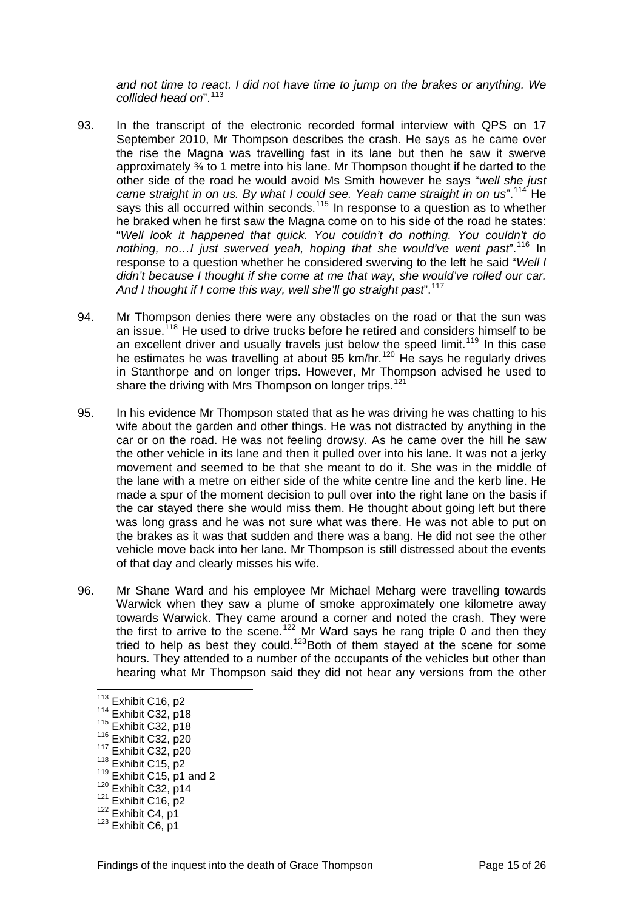*and not time to react. I did not have time to jump on the brakes or anything. We collided head on*".[113]

93. In the transcript of the electronic recorded formal interview with QPS on 17 September 2010, Mr Thompson describes the crash. He says as he came over the rise the Magna was travelling fast in its lane but then he saw it swerve approximately ¾ to 1 metre into his lane. Mr Thompson thought if he darted to the other side of the road he would avoid Ms Smith however he says "*well she just came straight in on us. By what I could see. Yeah came straight in on us*".[114] He says this all occurred within seconds.[115] In response to a question as to whether he braked when he first saw the Magna come on to his side of the road he states: "*Well look it happened that quick. You couldn't do nothing. You couldn't do nothing, no…I just swerved yeah, hoping that she would've went past*".[116] In response to a question whether he considered swerving to the left he said "*Well I didn't because I thought if she come at me that way, she would've rolled our car. And I thought if I come this way, well she'll go straight past*".[117]

94. Mr Thompson denies there were any obstacles on the road or that the sun was an issue.[118] He used to drive trucks before he retired and considers himself to be an excellent driver and usually travels just below the speed limit.[119] In this case he estimates he was travelling at about 95 km/hr.[120] He says he regularly drives in Stanthorpe and on longer trips. However, Mr Thompson advised he used to share the driving with Mrs Thompson on longer trips.[121]

95. In his evidence Mr Thompson stated that as he was driving he was chatting to his wife about the garden and other things. He was not distracted by anything in the car or on the road. He was not feeling drowsy. As he came over the hill he saw the other vehicle in its lane and then it pulled over into his lane. It was not a jerky movement and seemed to be that she meant to do it. She was in the middle of the lane with a metre on either side of the white centre line and the kerb line. He made a spur of the moment decision to pull over into the right lane on the basis if the car stayed there she would miss them. He thought about going left but there was long grass and he was not sure what was there. He was not able to put on the brakes as it was that sudden and there was a bang. He did not see the other vehicle move back into her lane. Mr Thompson is still distressed about the events of that day and clearly misses his wife.

96. Mr Shane Ward and his employee Mr Michael Meharg were travelling towards Warwick when they saw a plume of smoke approximately one kilometre away towards Warwick. They came around a corner and noted the crash. They were the first to arrive to the scene.[122] Mr Ward says he rang triple 0 and then they tried to help as best they could.[123] Both of them stayed at the scene for some hours. They attended to a number of the occupants of the vehicles but other than hearing what Mr Thompson said they did not hear any versions from the other

---

[113] Exhibit C16, p2
[114] Exhibit C32, p18
[115] Exhibit C32, p18
[116] Exhibit C32, p20
[117] Exhibit C32, p20
[118] Exhibit C15, p2
[119] Exhibit C15, p1 and 2
[120] Exhibit C32, p14
[121] Exhibit C16, p2
[122] Exhibit C4, p1
[123] Exhibit C6, p1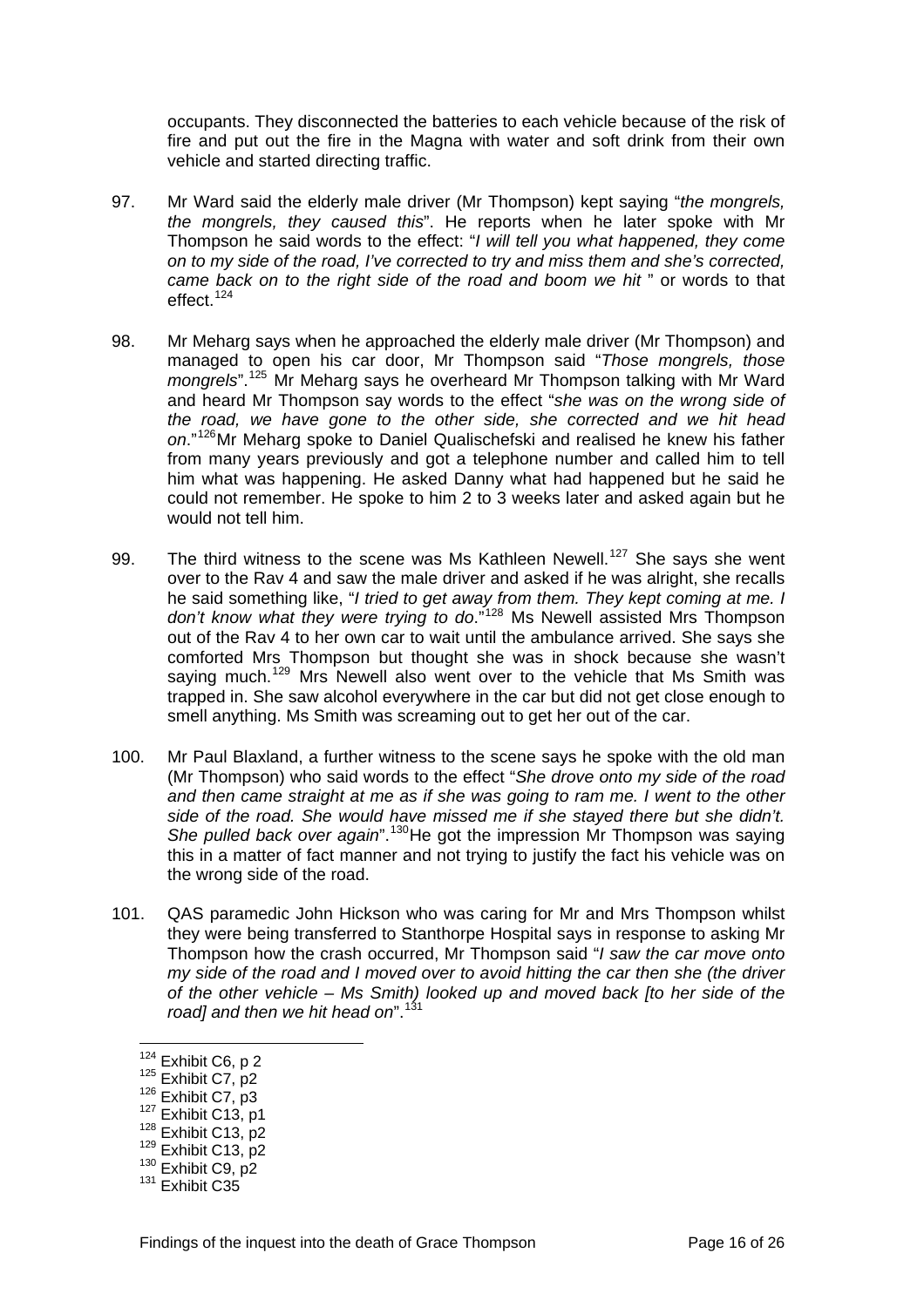occupants. They disconnected the batteries to each vehicle because of the risk of fire and put out the fire in the Magna with water and soft drink from their own vehicle and started directing traffic.

97. Mr Ward said the elderly male driver (Mr Thompson) kept saying "*the mongrels, the mongrels, they caused this*". He reports when he later spoke with Mr Thompson he said words to the effect: "*I will tell you what happened, they come on to my side of the road, I've corrected to try and miss them and she's corrected, came back on to the right side of the road and boom we hit* " or words to that effect.[124]

98. Mr Meharg says when he approached the elderly male driver (Mr Thompson) and managed to open his car door, Mr Thompson said "*Those mongrels, those mongrels*".[125] Mr Meharg says he overheard Mr Thompson talking with Mr Ward and heard Mr Thompson say words to the effect "*she was on the wrong side of the road, we have gone to the other side, she corrected and we hit head on*."[126] Mr Meharg spoke to Daniel Qualischefski and realised he knew his father from many years previously and got a telephone number and called him to tell him what was happening. He asked Danny what had happened but he said he could not remember. He spoke to him 2 to 3 weeks later and asked again but he would not tell him.

99. The third witness to the scene was Ms Kathleen Newell.[127] She says she went over to the Rav 4 and saw the male driver and asked if he was alright, she recalls he said something like, "*I tried to get away from them. They kept coming at me. I don't know what they were trying to do.*"[128] Ms Newell assisted Mrs Thompson out of the Rav 4 to her own car to wait until the ambulance arrived. She says she comforted Mrs Thompson but thought she was in shock because she wasn't saying much.[129] Mrs Newell also went over to the vehicle that Ms Smith was trapped in. She saw alcohol everywhere in the car but did not get close enough to smell anything. Ms Smith was screaming out to get her out of the car.

100. Mr Paul Blaxland, a further witness to the scene says he spoke with the old man (Mr Thompson) who said words to the effect "*She drove onto my side of the road and then came straight at me as if she was going to ram me. I went to the other side of the road. She would have missed me if she stayed there but she didn't. She pulled back over again*".[130] He got the impression Mr Thompson was saying this in a matter of fact manner and not trying to justify the fact his vehicle was on the wrong side of the road.

101. QAS paramedic John Hickson who was caring for Mr and Mrs Thompson whilst they were being transferred to Stanthorpe Hospital says in response to asking Mr Thompson how the crash occurred, Mr Thompson said "*I saw the car move onto my side of the road and I moved over to avoid hitting the car then she (the driver of the other vehicle – Ms Smith) looked up and moved back [to her side of the road] and then we hit head on*".[131]

---

[124] Exhibit C6, p 2
[125] Exhibit C7, p2
[126] Exhibit C7, p3
[127] Exhibit C13, p1
[128] Exhibit C13, p2
[129] Exhibit C13, p2
[130] Exhibit C9, p2
[131] Exhibit C35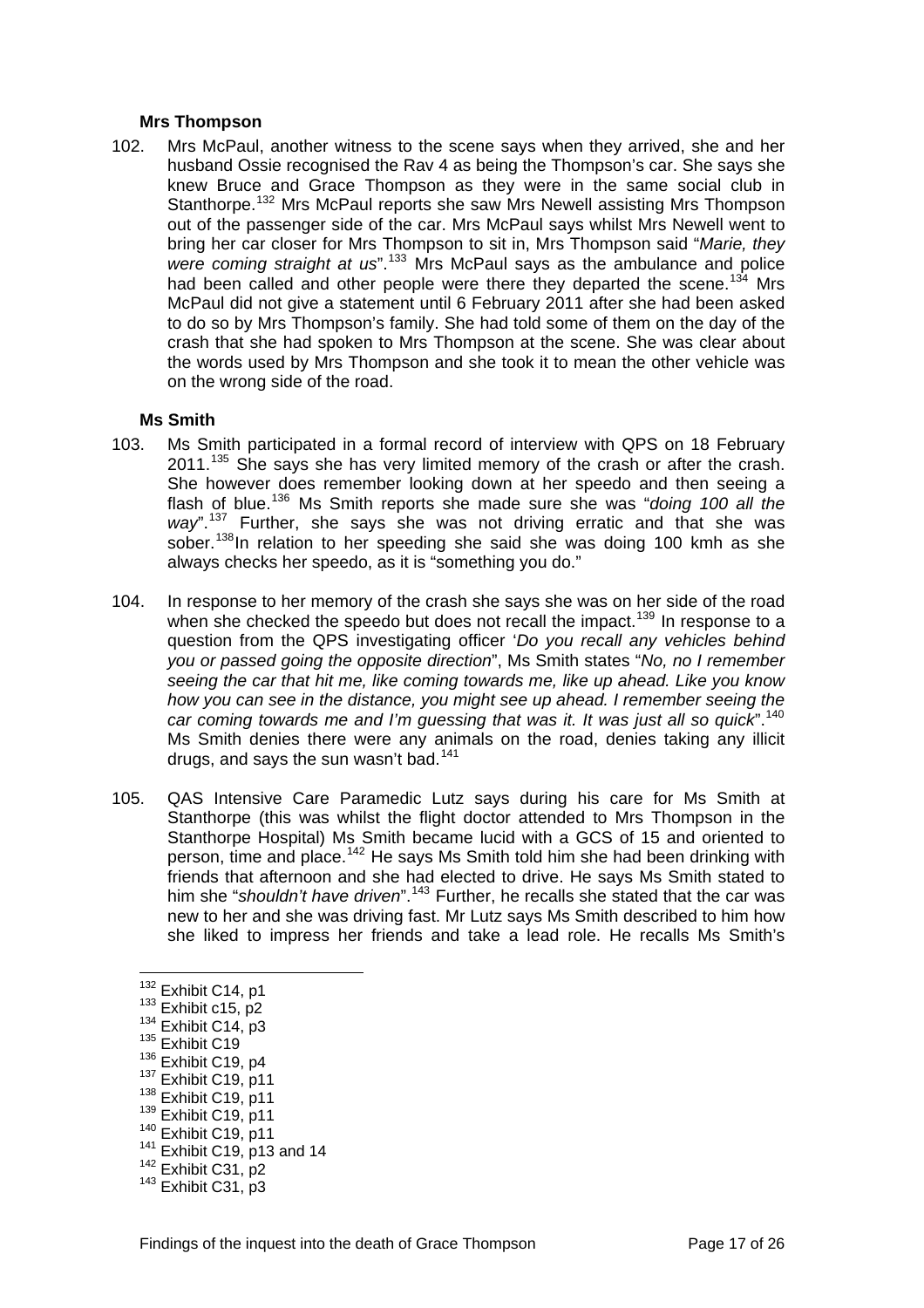**Mrs Thompson**

102. Mrs McPaul, another witness to the scene says when they arrived, she and her husband Ossie recognised the Rav 4 as being the Thompson's car. She says she knew Bruce and Grace Thompson as they were in the same social club in Stanthorpe.[132] Mrs McPaul reports she saw Mrs Newell assisting Mrs Thompson out of the passenger side of the car. Mrs McPaul says whilst Mrs Newell went to bring her car closer for Mrs Thompson to sit in, Mrs Thompson said "*Marie, they were coming straight at us*".[133] Mrs McPaul says as the ambulance and police had been called and other people were there they departed the scene.[134] Mrs McPaul did not give a statement until 6 February 2011 after she had been asked to do so by Mrs Thompson's family. She had told some of them on the day of the crash that she had spoken to Mrs Thompson at the scene. She was clear about the words used by Mrs Thompson and she took it to mean the other vehicle was on the wrong side of the road.

**Ms Smith**

103. Ms Smith participated in a formal record of interview with QPS on 18 February 2011.[135] She says she has very limited memory of the crash or after the crash. She however does remember looking down at her speedo and then seeing a flash of blue.[136] Ms Smith reports she made sure she was "*doing 100 all the way*".[137] Further, she says she was not driving erratic and that she was sober.[138] In relation to her speeding she said she was doing 100 kmh as she always checks her speedo, as it is "something you do."

104. In response to her memory of the crash she says she was on her side of the road when she checked the speedo but does not recall the impact.[139] In response to a question from the QPS investigating officer '*Do you recall any vehicles behind you or passed going the opposite direction*", Ms Smith states "*No, no I remember seeing the car that hit me, like coming towards me, like up ahead. Like you know how you can see in the distance, you might see up ahead. I remember seeing the car coming towards me and I'm guessing that was it. It was just all so quick*".[140] Ms Smith denies there were any animals on the road, denies taking any illicit drugs, and says the sun wasn't bad.[141]

105. QAS Intensive Care Paramedic Lutz says during his care for Ms Smith at Stanthorpe (this was whilst the flight doctor attended to Mrs Thompson in the Stanthorpe Hospital) Ms Smith became lucid with a GCS of 15 and oriented to person, time and place.[142] He says Ms Smith told him she had been drinking with friends that afternoon and she had elected to drive. He says Ms Smith stated to him she "*shouldn't have driven*".[143] Further, he recalls she stated that the car was new to her and she was driving fast. Mr Lutz says Ms Smith described to him how she liked to impress her friends and take a lead role. He recalls Ms Smith's

---

[132] Exhibit C14, p1
[133] Exhibit c15, p2
[134] Exhibit C14, p3
[135] Exhibit C19
[136] Exhibit C19, p4
[137] Exhibit C19, p11
[138] Exhibit C19, p11
[139] Exhibit C19, p11
[140] Exhibit C19, p11
[141] Exhibit C19, p13 and 14
[142] Exhibit C31, p2
[143] Exhibit C31, p3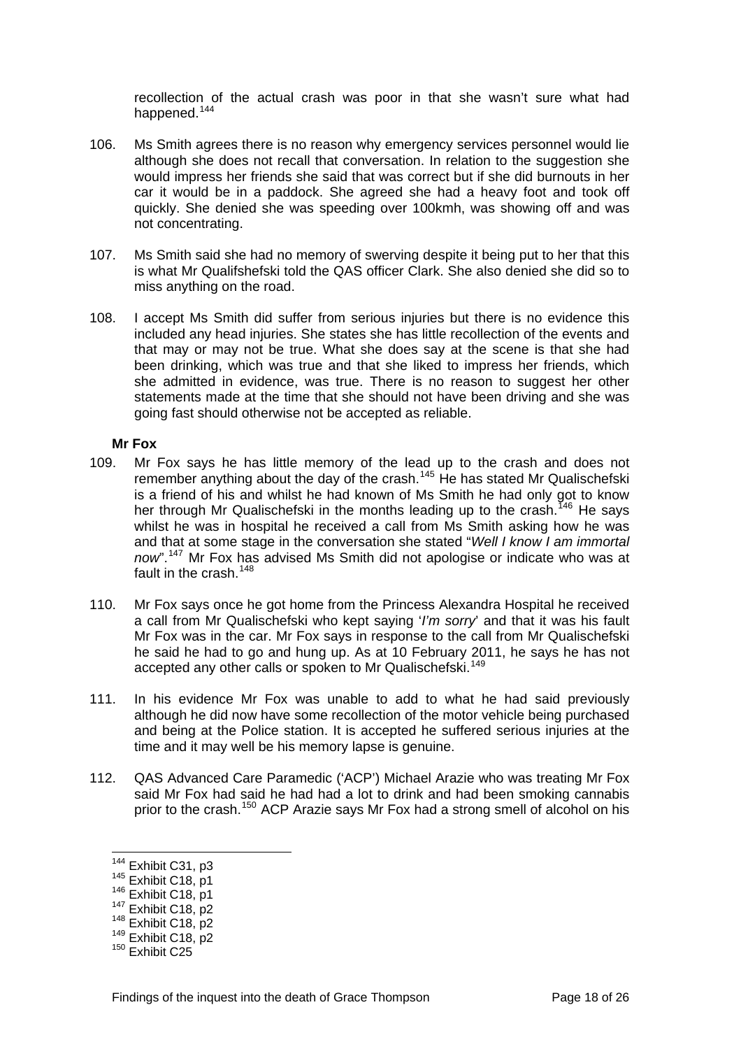recollection of the actual crash was poor in that she wasn't sure what had happened.[144]

106. Ms Smith agrees there is no reason why emergency services personnel would lie although she does not recall that conversation. In relation to the suggestion she would impress her friends she said that was correct but if she did burnouts in her car it would be in a paddock. She agreed she had a heavy foot and took off quickly. She denied she was speeding over 100kmh, was showing off and was not concentrating.

107. Ms Smith said she had no memory of swerving despite it being put to her that this is what Mr Qualifshefski told the QAS officer Clark. She also denied she did so to miss anything on the road.

108. I accept Ms Smith did suffer from serious injuries but there is no evidence this included any head injuries. She states she has little recollection of the events and that may or may not be true. What she does say at the scene is that she had been drinking, which was true and that she liked to impress her friends, which she admitted in evidence, was true. There is no reason to suggest her other statements made at the time that she should not have been driving and she was going fast should otherwise not be accepted as reliable.

**Mr Fox**

109. Mr Fox says he has little memory of the lead up to the crash and does not remember anything about the day of the crash.[145] He has stated Mr Qualischefski is a friend of his and whilst he had known of Ms Smith he had only got to know her through Mr Qualischefski in the months leading up to the crash.[146] He says whilst he was in hospital he received a call from Ms Smith asking how he was and that at some stage in the conversation she stated "*Well I know I am immortal now*".[147] Mr Fox has advised Ms Smith did not apologise or indicate who was at fault in the crash.[148]

110. Mr Fox says once he got home from the Princess Alexandra Hospital he received a call from Mr Qualischefski who kept saying '*I'm sorry*' and that it was his fault Mr Fox was in the car. Mr Fox says in response to the call from Mr Qualischefski he said he had to go and hung up. As at 10 February 2011, he says he has not accepted any other calls or spoken to Mr Qualischefski.[149]

111. In his evidence Mr Fox was unable to add to what he had said previously although he did now have some recollection of the motor vehicle being purchased and being at the Police station. It is accepted he suffered serious injuries at the time and it may well be his memory lapse is genuine.

112. QAS Advanced Care Paramedic ('ACP') Michael Arazie who was treating Mr Fox said Mr Fox had said he had had a lot to drink and had been smoking cannabis prior to the crash.[150] ACP Arazie says Mr Fox had a strong smell of alcohol on his

---

[144] Exhibit C31, p3
[145] Exhibit C18, p1
[146] Exhibit C18, p1
[147] Exhibit C18, p2
[148] Exhibit C18, p2
[149] Exhibit C18, p2
[150] Exhibit C25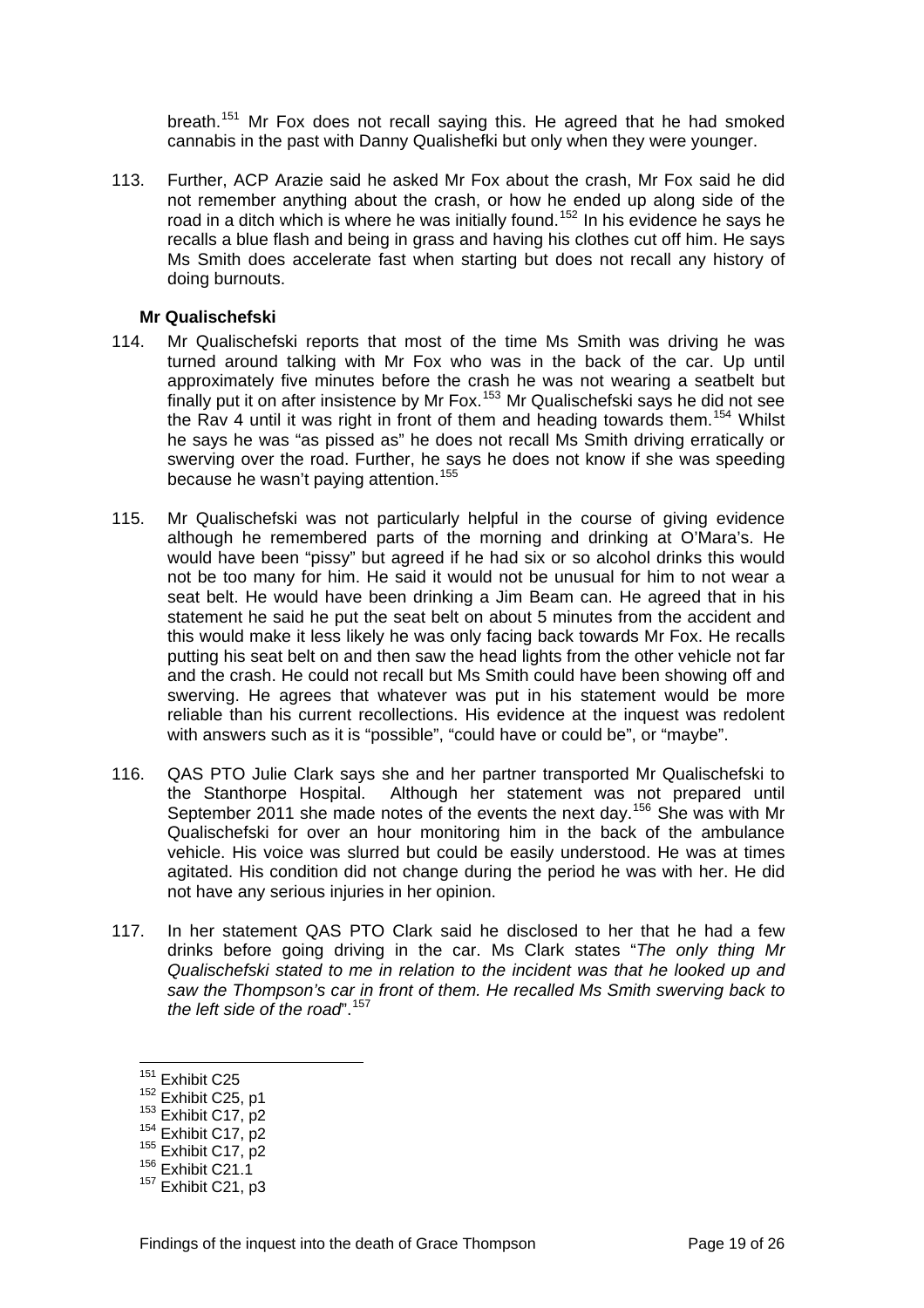breath.[151] Mr Fox does not recall saying this. He agreed that he had smoked cannabis in the past with Danny Qualishefki but only when they were younger.

113. Further, ACP Arazie said he asked Mr Fox about the crash, Mr Fox said he did not remember anything about the crash, or how he ended up along side of the road in a ditch which is where he was initially found.[152] In his evidence he says he recalls a blue flash and being in grass and having his clothes cut off him. He says Ms Smith does accelerate fast when starting but does not recall any history of doing burnouts.

**Mr Qualischefski**

114. Mr Qualischefski reports that most of the time Ms Smith was driving he was turned around talking with Mr Fox who was in the back of the car. Up until approximately five minutes before the crash he was not wearing a seatbelt but finally put it on after insistence by Mr Fox.[153] Mr Qualischefski says he did not see the Rav 4 until it was right in front of them and heading towards them.[154] Whilst he says he was "as pissed as" he does not recall Ms Smith driving erratically or swerving over the road. Further, he says he does not know if she was speeding because he wasn't paying attention.[155]

115. Mr Qualischefski was not particularly helpful in the course of giving evidence although he remembered parts of the morning and drinking at O'Mara's. He would have been "pissy" but agreed if he had six or so alcohol drinks this would not be too many for him. He said it would not be unusual for him to not wear a seat belt. He would have been drinking a Jim Beam can. He agreed that in his statement he said he put the seat belt on about 5 minutes from the accident and this would make it less likely he was only facing back towards Mr Fox. He recalls putting his seat belt on and then saw the head lights from the other vehicle not far and the crash. He could not recall but Ms Smith could have been showing off and swerving. He agrees that whatever was put in his statement would be more reliable than his current recollections. His evidence at the inquest was redolent with answers such as it is "possible", "could have or could be", or "maybe".

116. QAS PTO Julie Clark says she and her partner transported Mr Qualischefski to the Stanthorpe Hospital. Although her statement was not prepared until September 2011 she made notes of the events the next day.[156] She was with Mr Qualischefski for over an hour monitoring him in the back of the ambulance vehicle. His voice was slurred but could be easily understood. He was at times agitated. His condition did not change during the period he was with her. He did not have any serious injuries in her opinion.

117. In her statement QAS PTO Clark said he disclosed to her that he had a few drinks before going driving in the car. Ms Clark states "*The only thing Mr Qualischefski stated to me in relation to the incident was that he looked up and saw the Thompson's car in front of them. He recalled Ms Smith swerving back to the left side of the road*".[157]

---

[151] Exhibit C25
[152] Exhibit C25, p1
[153] Exhibit C17, p2
[154] Exhibit C17, p2
[155] Exhibit C17, p2
[156] Exhibit C21.1
[157] Exhibit C21, p3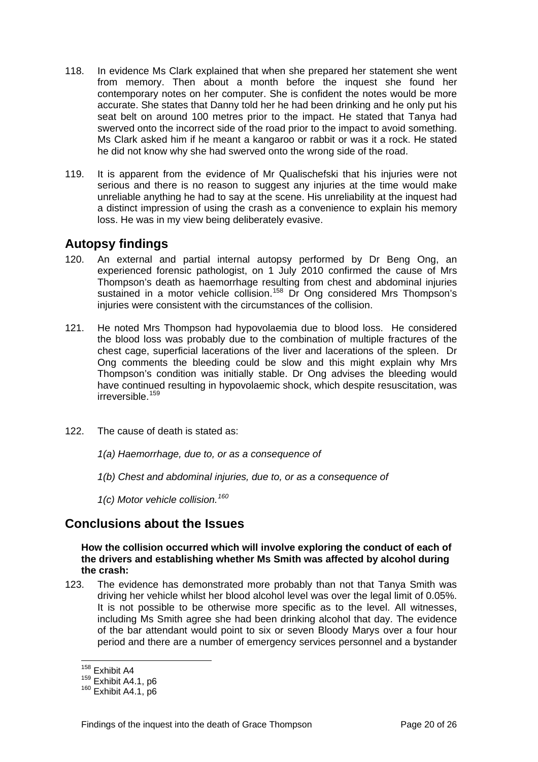118. In evidence Ms Clark explained that when she prepared her statement she went from memory. Then about a month before the inquest she found her contemporary notes on her computer. She is confident the notes would be more accurate. She states that Danny told her he had been drinking and he only put his seat belt on around 100 metres prior to the impact. He stated that Tanya had swerved onto the incorrect side of the road prior to the impact to avoid something. Ms Clark asked him if he meant a kangaroo or rabbit or was it a rock. He stated he did not know why she had swerved onto the wrong side of the road.

119. It is apparent from the evidence of Mr Qualischefski that his injuries were not serious and there is no reason to suggest any injuries at the time would make unreliable anything he had to say at the scene. His unreliability at the inquest had a distinct impression of using the crash as a convenience to explain his memory loss. He was in my view being deliberately evasive.

## Autopsy findings

120. An external and partial internal autopsy performed by Dr Beng Ong, an experienced forensic pathologist, on 1 July 2010 confirmed the cause of Mrs Thompson's death as haemorrhage resulting from chest and abdominal injuries sustained in a motor vehicle collision.[158] Dr Ong considered Mrs Thompson's injuries were consistent with the circumstances of the collision.

121. He noted Mrs Thompson had hypovolaemia due to blood loss. He considered the blood loss was probably due to the combination of multiple fractures of the chest cage, superficial lacerations of the liver and lacerations of the spleen. Dr Ong comments the bleeding could be slow and this might explain why Mrs Thompson's condition was initially stable. Dr Ong advises the bleeding would have continued resulting in hypovolaemic shock, which despite resuscitation, was irreversible.[159]

122. The cause of death is stated as:

*1(a) Haemorrhage, due to, or as a consequence of*

*1(b) Chest and abdominal injuries, due to, or as a consequence of*

*1(c) Motor vehicle collision.*[160]

## Conclusions about the Issues

**How the collision occurred which will involve exploring the conduct of each of the drivers and establishing whether Ms Smith was affected by alcohol during the crash:**

123. The evidence has demonstrated more probably than not that Tanya Smith was driving her vehicle whilst her blood alcohol level was over the legal limit of 0.05%. It is not possible to be otherwise more specific as to the level. All witnesses, including Ms Smith agree she had been drinking alcohol that day. The evidence of the bar attendant would point to six or seven Bloody Marys over a four hour period and there are a number of emergency services personnel and a bystander

---

[158] Exhibit A4

[159] Exhibit A4.1, p6

[160] Exhibit A4.1, p6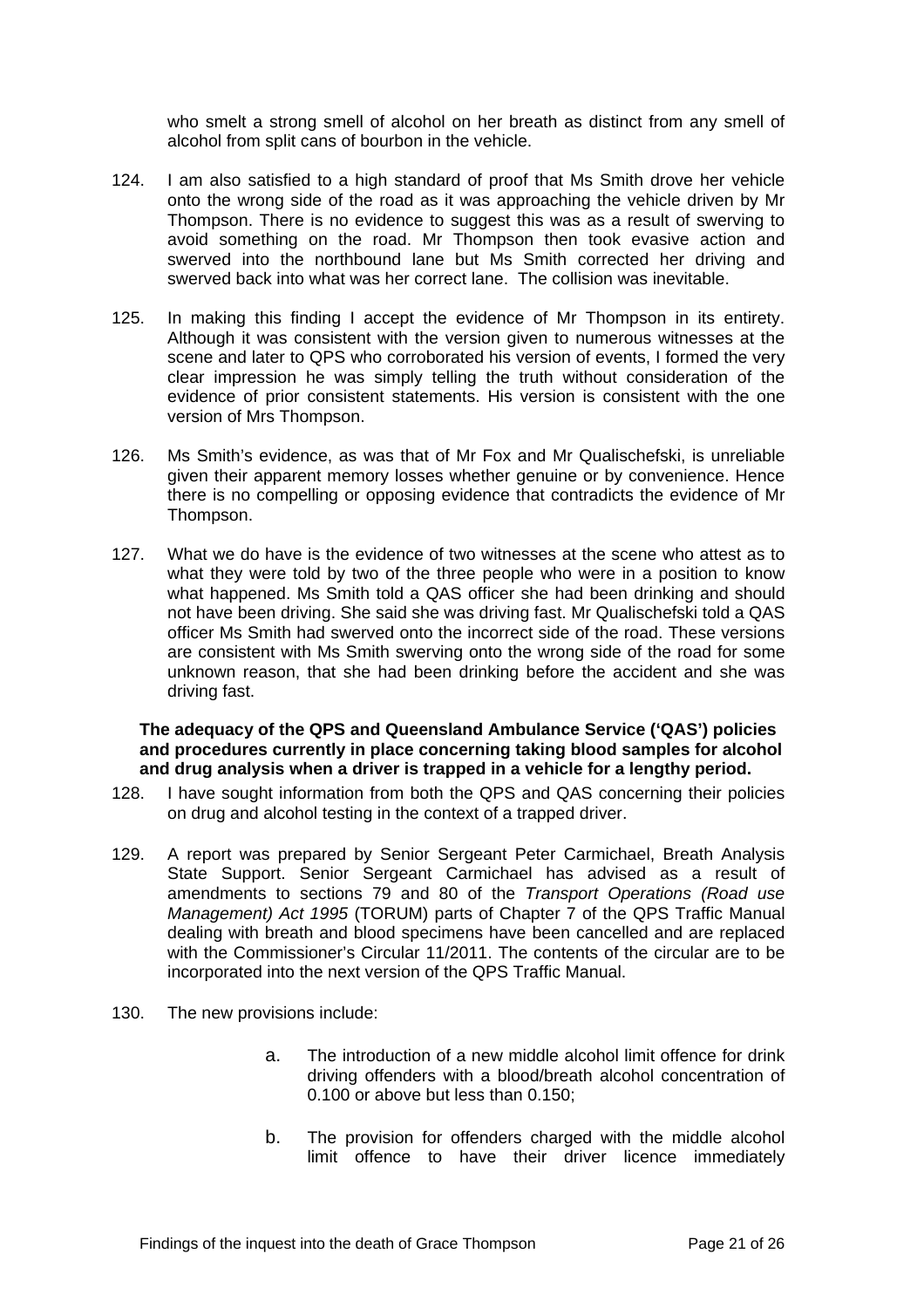who smelt a strong smell of alcohol on her breath as distinct from any smell of alcohol from split cans of bourbon in the vehicle.

124. I am also satisfied to a high standard of proof that Ms Smith drove her vehicle onto the wrong side of the road as it was approaching the vehicle driven by Mr Thompson. There is no evidence to suggest this was as a result of swerving to avoid something on the road. Mr Thompson then took evasive action and swerved into the northbound lane but Ms Smith corrected her driving and swerved back into what was her correct lane. The collision was inevitable.

125. In making this finding I accept the evidence of Mr Thompson in its entirety. Although it was consistent with the version given to numerous witnesses at the scene and later to QPS who corroborated his version of events, I formed the very clear impression he was simply telling the truth without consideration of the evidence of prior consistent statements. His version is consistent with the one version of Mrs Thompson.

126. Ms Smith's evidence, as was that of Mr Fox and Mr Qualischefski, is unreliable given their apparent memory losses whether genuine or by convenience. Hence there is no compelling or opposing evidence that contradicts the evidence of Mr Thompson.

127. What we do have is the evidence of two witnesses at the scene who attest as to what they were told by two of the three people who were in a position to know what happened. Ms Smith told a QAS officer she had been drinking and should not have been driving. She said she was driving fast. Mr Qualischefski told a QAS officer Ms Smith had swerved onto the incorrect side of the road. These versions are consistent with Ms Smith swerving onto the wrong side of the road for some unknown reason, that she had been drinking before the accident and she was driving fast.

**The adequacy of the QPS and Queensland Ambulance Service ('QAS') policies and procedures currently in place concerning taking blood samples for alcohol and drug analysis when a driver is trapped in a vehicle for a lengthy period.**

128. I have sought information from both the QPS and QAS concerning their policies on drug and alcohol testing in the context of a trapped driver.

129. A report was prepared by Senior Sergeant Peter Carmichael, Breath Analysis State Support. Senior Sergeant Carmichael has advised as a result of amendments to sections 79 and 80 of the *Transport Operations (Road use Management) Act 1995* (TORUM) parts of Chapter 7 of the QPS Traffic Manual dealing with breath and blood specimens have been cancelled and are replaced with the Commissioner's Circular 11/2011. The contents of the circular are to be incorporated into the next version of the QPS Traffic Manual.

130. The new provisions include:

   a. The introduction of a new middle alcohol limit offence for drink driving offenders with a blood/breath alcohol concentration of 0.100 or above but less than 0.150;

   b. The provision for offenders charged with the middle alcohol limit offence to have their driver licence immediately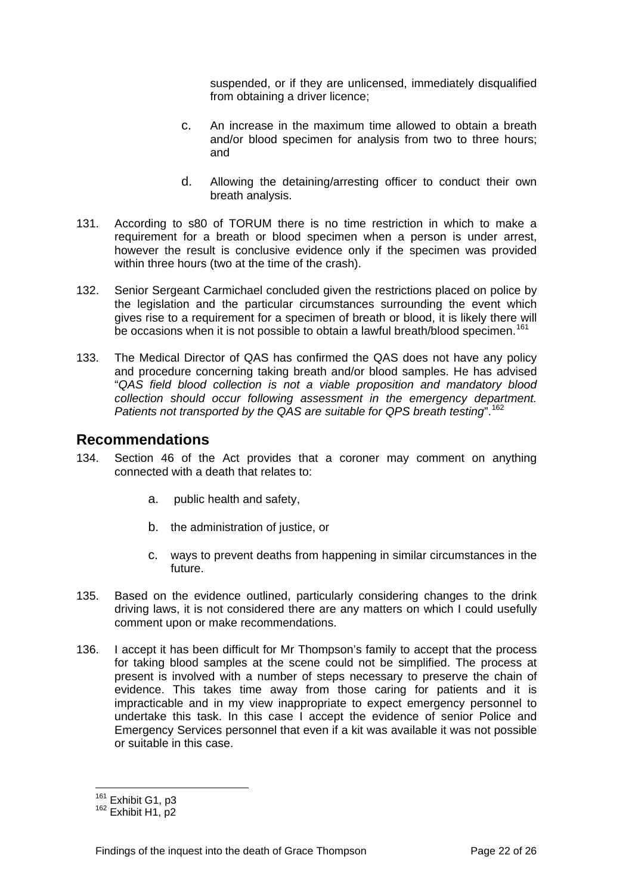suspended, or if they are unlicensed, immediately disqualified from obtaining a driver licence;

c. An increase in the maximum time allowed to obtain a breath and/or blood specimen for analysis from two to three hours; and

d. Allowing the detaining/arresting officer to conduct their own breath analysis.

131. According to s80 of TORUM there is no time restriction in which to make a requirement for a breath or blood specimen when a person is under arrest, however the result is conclusive evidence only if the specimen was provided within three hours (two at the time of the crash).

132. Senior Sergeant Carmichael concluded given the restrictions placed on police by the legislation and the particular circumstances surrounding the event which gives rise to a requirement for a specimen of breath or blood, it is likely there will be occasions when it is not possible to obtain a lawful breath/blood specimen.[161]

133. The Medical Director of QAS has confirmed the QAS does not have any policy and procedure concerning taking breath and/or blood samples. He has advised "*QAS field blood collection is not a viable proposition and mandatory blood collection should occur following assessment in the emergency department. Patients not transported by the QAS are suitable for QPS breath testing*".[162]

## Recommendations

134. Section 46 of the Act provides that a coroner may comment on anything connected with a death that relates to:

a. public health and safety,

b. the administration of justice, or

c. ways to prevent deaths from happening in similar circumstances in the future.

135. Based on the evidence outlined, particularly considering changes to the drink driving laws, it is not considered there are any matters on which I could usefully comment upon or make recommendations.

136. I accept it has been difficult for Mr Thompson's family to accept that the process for taking blood samples at the scene could not be simplified. The process at present is involved with a number of steps necessary to preserve the chain of evidence. This takes time away from those caring for patients and it is impracticable and in my view inappropriate to expect emergency personnel to undertake this task. In this case I accept the evidence of senior Police and Emergency Services personnel that even if a kit was available it was not possible or suitable in this case.

---

[161] Exhibit G1, p3
[162] Exhibit H1, p2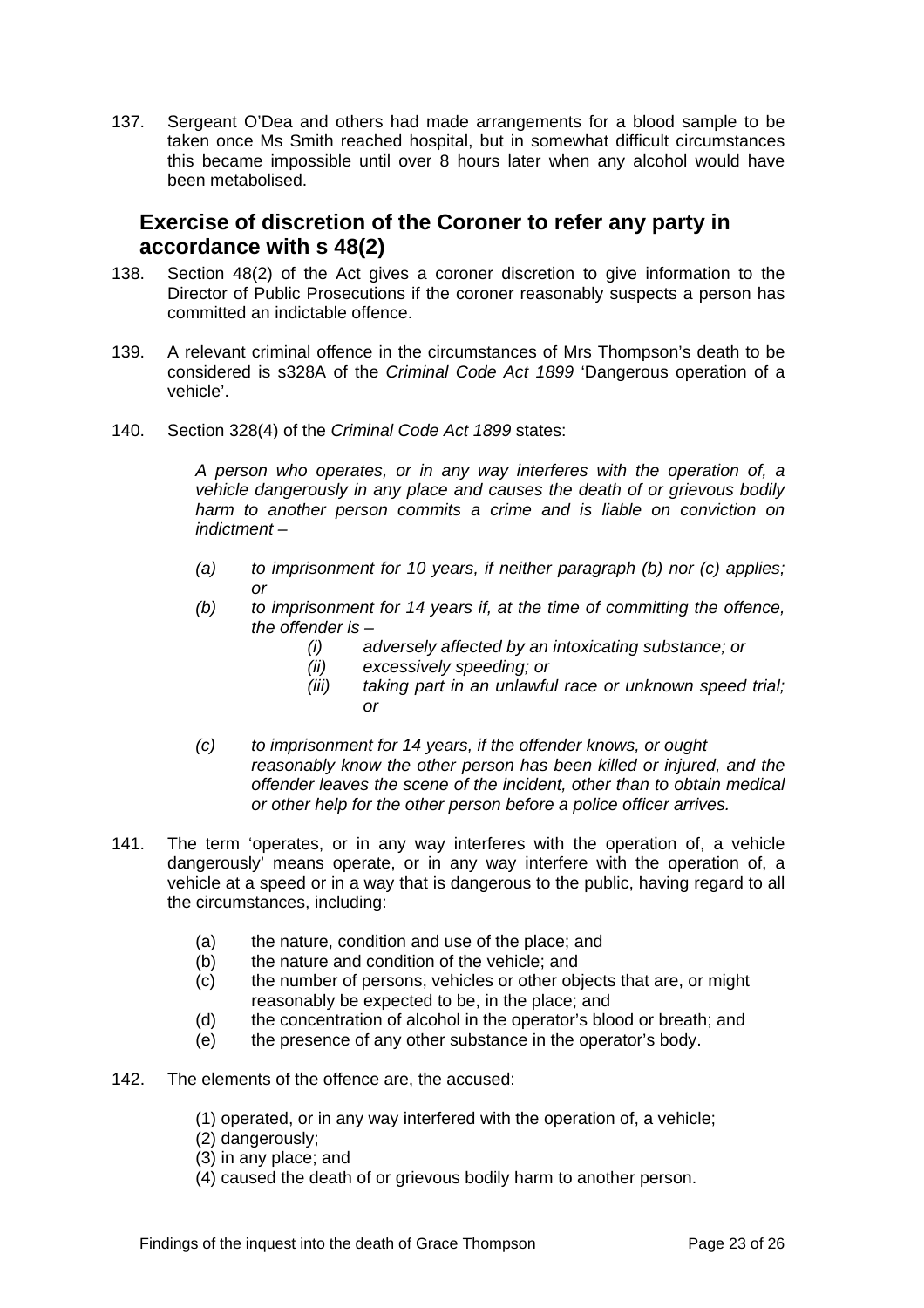137. Sergeant O'Dea and others had made arrangements for a blood sample to be taken once Ms Smith reached hospital, but in somewhat difficult circumstances this became impossible until over 8 hours later when any alcohol would have been metabolised.

## Exercise of discretion of the Coroner to refer any party in accordance with s 48(2)

138. Section 48(2) of the Act gives a coroner discretion to give information to the Director of Public Prosecutions if the coroner reasonably suspects a person has committed an indictable offence.

139. A relevant criminal offence in the circumstances of Mrs Thompson's death to be considered is s328A of the *Criminal Code Act 1899* 'Dangerous operation of a vehicle'.

140. Section 328(4) of the *Criminal Code Act 1899* states:

> *A person who operates, or in any way interferes with the operation of, a vehicle dangerously in any place and causes the death of or grievous bodily harm to another person commits a crime and is liable on conviction on indictment –*
>
> *(a) to imprisonment for 10 years, if neither paragraph (b) nor (c) applies; or*
>
> *(b) to imprisonment for 14 years if, at the time of committing the offence, the offender is –*
>
> *(i) adversely affected by an intoxicating substance; or*
>
> *(ii) excessively speeding; or*
>
> *(iii) taking part in an unlawful race or unknown speed trial; or*
>
> *(c) to imprisonment for 14 years, if the offender knows, or ought reasonably know the other person has been killed or injured, and the offender leaves the scene of the incident, other than to obtain medical or other help for the other person before a police officer arrives.*

141. The term 'operates, or in any way interferes with the operation of, a vehicle dangerously' means operate, or in any way interfere with the operation of, a vehicle at a speed or in a way that is dangerous to the public, having regard to all the circumstances, including:

    (a) the nature, condition and use of the place; and
    (b) the nature and condition of the vehicle; and
    (c) the number of persons, vehicles or other objects that are, or might reasonably be expected to be, in the place; and
    (d) the concentration of alcohol in the operator's blood or breath; and
    (e) the presence of any other substance in the operator's body.

142. The elements of the offence are, the accused:

    (1) operated, or in any way interfered with the operation of, a vehicle;
    (2) dangerously;
    (3) in any place; and
    (4) caused the death of or grievous bodily harm to another person.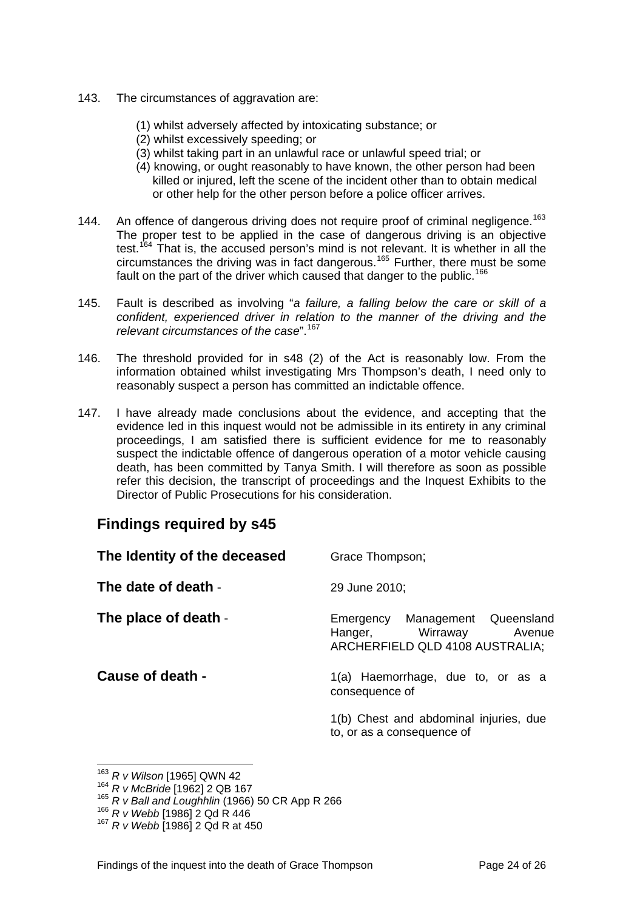143. The circumstances of aggravation are:

   (1) whilst adversely affected by intoxicating substance; or
   (2) whilst excessively speeding; or
   (3) whilst taking part in an unlawful race or unlawful speed trial; or
   (4) knowing, or ought reasonably to have known, the other person had been killed or injured, left the scene of the incident other than to obtain medical or other help for the other person before a police officer arrives.

144. An offence of dangerous driving does not require proof of criminal negligence.[163] The proper test to be applied in the case of dangerous driving is an objective test.[164] That is, the accused person's mind is not relevant. It is whether in all the circumstances the driving was in fact dangerous.[165] Further, there must be some fault on the part of the driver which caused that danger to the public.[166]

145. Fault is described as involving "*a failure, a falling below the care or skill of a confident, experienced driver in relation to the manner of the driving and the relevant circumstances of the case*".[167]

146. The threshold provided for in s48 (2) of the Act is reasonably low. From the information obtained whilst investigating Mrs Thompson's death, I need only to reasonably suspect a person has committed an indictable offence.

147. I have already made conclusions about the evidence, and accepting that the evidence led in this inquest would not be admissible in its entirety in any criminal proceedings, I am satisfied there is sufficient evidence for me to reasonably suspect the indictable offence of dangerous operation of a motor vehicle causing death, has been committed by Tanya Smith. I will therefore as soon as possible refer this decision, the transcript of proceedings and the Inquest Exhibits to the Director of Public Prosecutions for his consideration.

## Findings required by s45

**The Identity of the deceased** Grace Thompson;

**The date of death** - 29 June 2010;

**The place of death** - Emergency Management Queensland Hanger, Wirraway Avenue ARCHERFIELD QLD 4108 AUSTRALIA;

**Cause of death** - 1(a) Haemorrhage, due to, or as a consequence of

1(b) Chest and abdominal injuries, due to, or as a consequence of

---

[163] *R v Wilson* [1965] QWN 42
[164] *R v McBride* [1962] 2 QB 167
[165] *R v Ball and Loughhlin* (1966) 50 CR App R 266
[166] *R v Webb* [1986] 2 Qd R 446
[167] *R v Webb* [1986] 2 Qd R at 450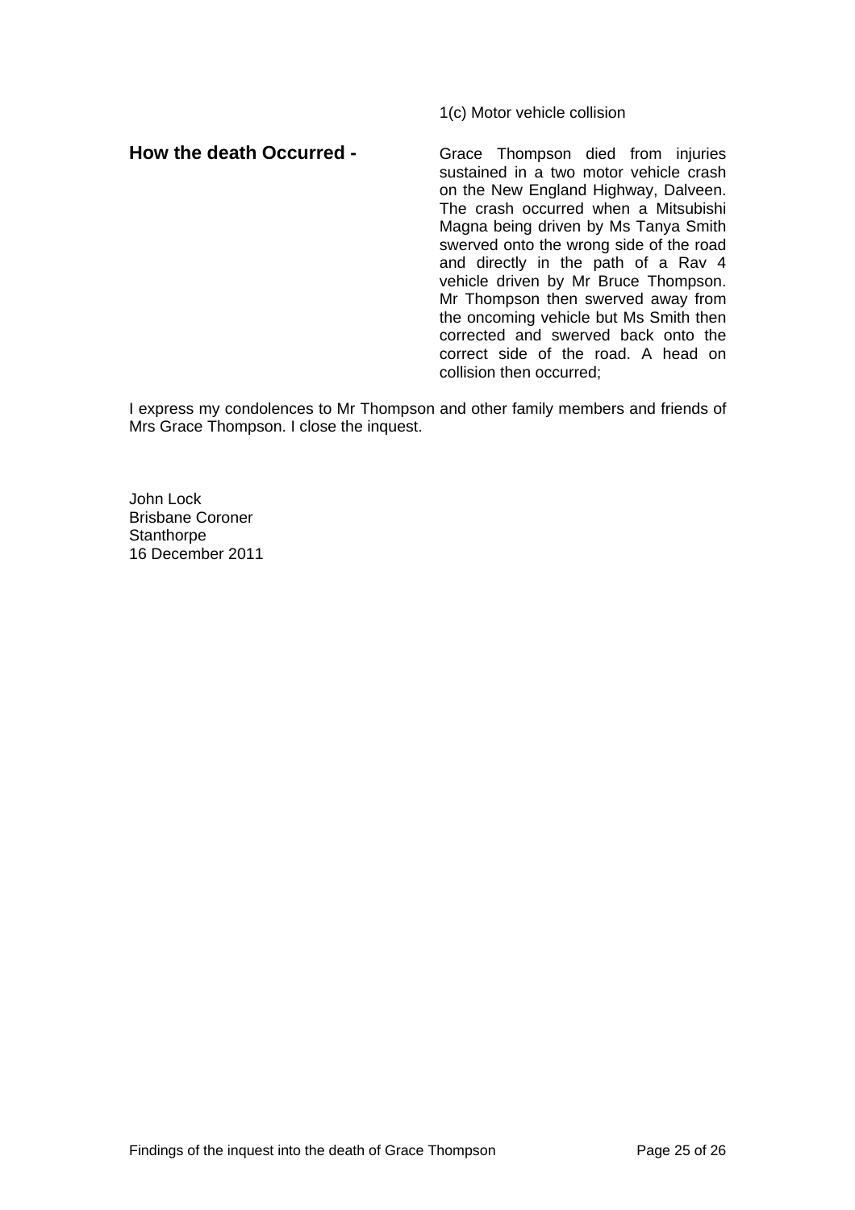1(c) Motor vehicle collision

**How the death Occurred -** Grace Thompson died from injuries sustained in a two motor vehicle crash on the New England Highway, Dalveen. The crash occurred when a Mitsubishi Magna being driven by Ms Tanya Smith swerved onto the wrong side of the road and directly in the path of a Rav 4 vehicle driven by Mr Bruce Thompson. Mr Thompson then swerved away from the oncoming vehicle but Ms Smith then corrected and swerved back onto the correct side of the road. A head on collision then occurred;

I express my condolences to Mr Thompson and other family members and friends of Mrs Grace Thompson. I close the inquest.

John Lock
Brisbane Coroner
Stanthorpe
16 December 2011